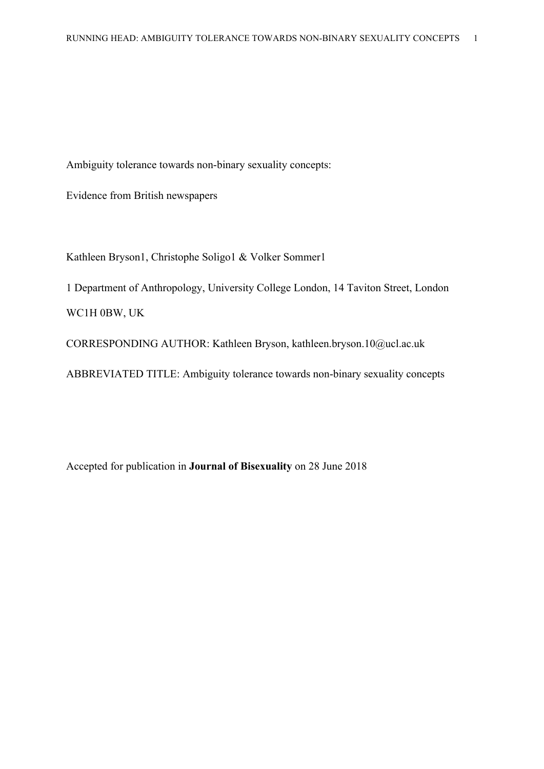# Ambiguity tolerance towards non-binary sexuality concepts:

# Evidence from British newspapers

Kathleen Bryson[1], Christophe Soligo[1] & Volker Sommer[1]

[1] Department of Anthropology, University College London, 14 Taviton Street, London WC1H 0BW, UK

CORRESPONDING AUTHOR: Kathleen Bryson, kathleen.bryson.10@ucl.ac.uk

ABBREVIATED TITLE: Ambiguity tolerance towards non-binary sexuality concepts

Accepted for publication in **Journal of Bisexuality** on 28 June 2018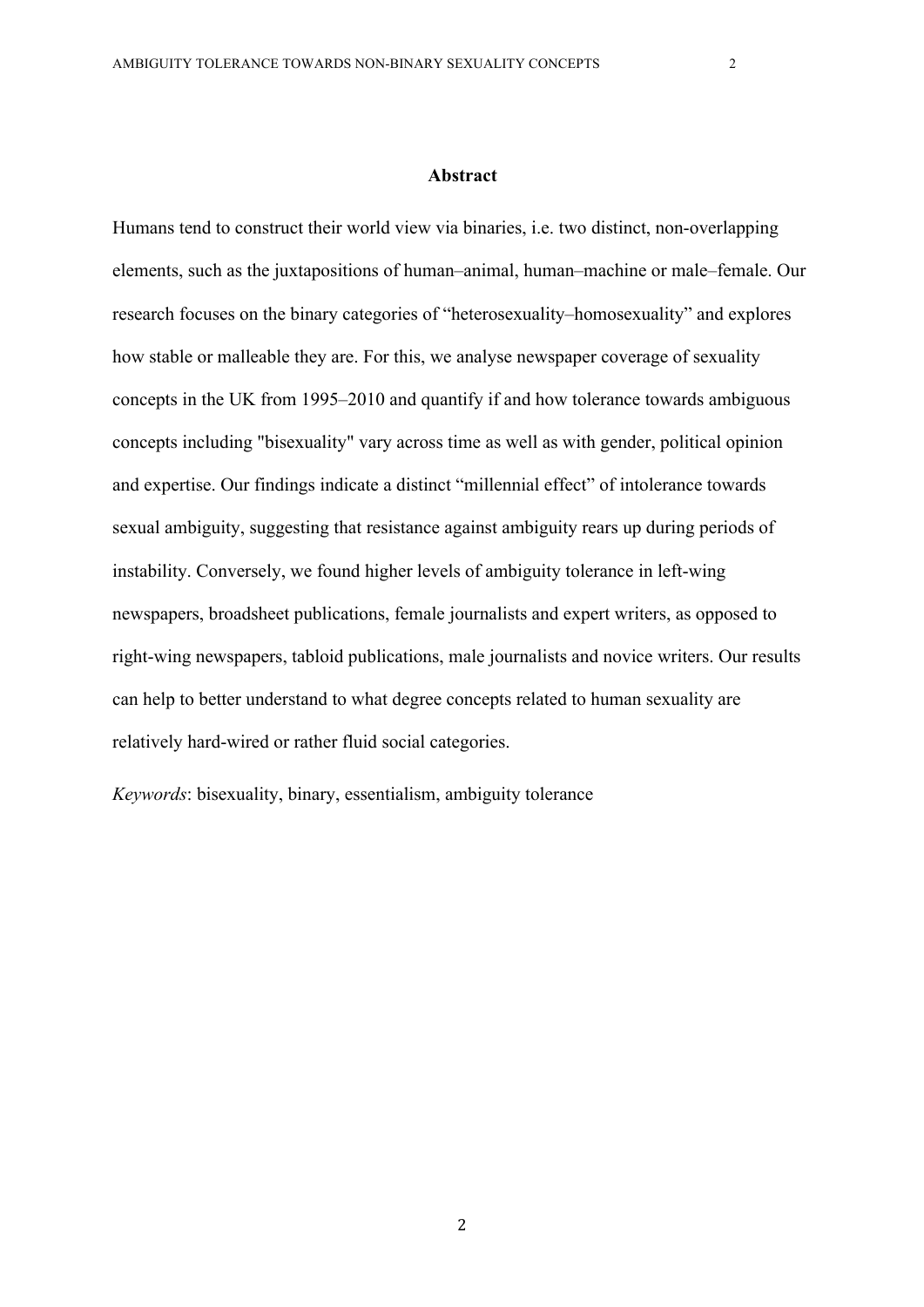## Abstract

Humans tend to construct their world view via binaries, i.e. two distinct, non-overlapping elements, such as the juxtapositions of human–animal, human–machine or male–female. Our research focuses on the binary categories of "heterosexuality–homosexuality" and explores how stable or malleable they are. For this, we analyse newspaper coverage of sexuality concepts in the UK from 1995–2010 and quantify if and how tolerance towards ambiguous concepts including "bisexuality" vary across time as well as with gender, political opinion and expertise. Our findings indicate a distinct "millennial effect" of intolerance towards sexual ambiguity, suggesting that resistance against ambiguity rears up during periods of instability. Conversely, we found higher levels of ambiguity tolerance in left-wing newspapers, broadsheet publications, female journalists and expert writers, as opposed to right-wing newspapers, tabloid publications, male journalists and novice writers. Our results can help to better understand to what degree concepts related to human sexuality are relatively hard-wired or rather fluid social categories.

*Keywords*: bisexuality, binary, essentialism, ambiguity tolerance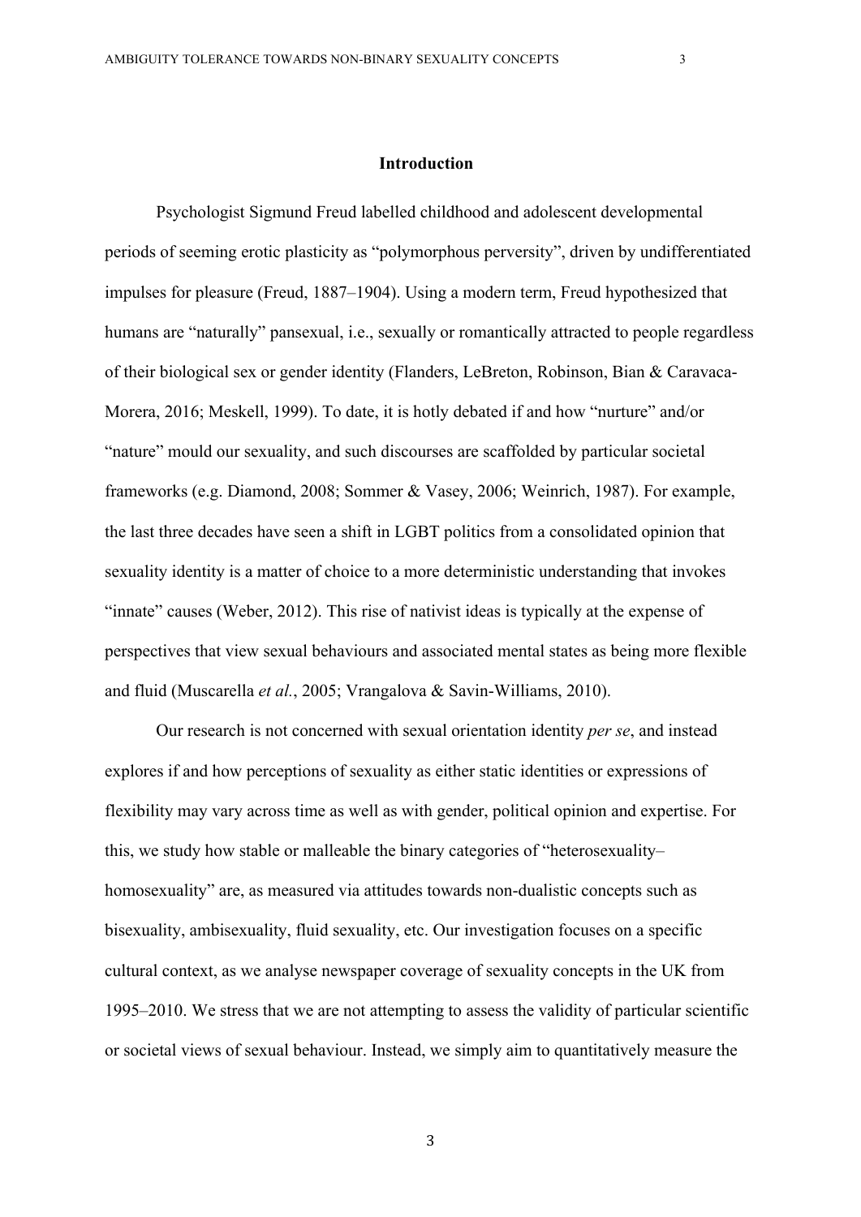## Introduction

Psychologist Sigmund Freud labelled childhood and adolescent developmental periods of seeming erotic plasticity as "polymorphous perversity", driven by undifferentiated impulses for pleasure (Freud, 1887–1904). Using a modern term, Freud hypothesized that humans are "naturally" pansexual, i.e., sexually or romantically attracted to people regardless of their biological sex or gender identity (Flanders, LeBreton, Robinson, Bian & Caravaca-Morera, 2016; Meskell, 1999). To date, it is hotly debated if and how "nurture" and/or "nature" mould our sexuality, and such discourses are scaffolded by particular societal frameworks (e.g. Diamond, 2008; Sommer & Vasey, 2006; Weinrich, 1987). For example, the last three decades have seen a shift in LGBT politics from a consolidated opinion that sexuality identity is a matter of choice to a more deterministic understanding that invokes "innate" causes (Weber, 2012). This rise of nativist ideas is typically at the expense of perspectives that view sexual behaviours and associated mental states as being more flexible and fluid (Muscarella *et al.*, 2005; Vrangalova & Savin-Williams, 2010).

Our research is not concerned with sexual orientation identity *per se*, and instead explores if and how perceptions of sexuality as either static identities or expressions of flexibility may vary across time as well as with gender, political opinion and expertise. For this, we study how stable or malleable the binary categories of "heterosexuality–homosexuality" are, as measured via attitudes towards non-dualistic concepts such as bisexuality, ambisexuality, fluid sexuality, etc. Our investigation focuses on a specific cultural context, as we analyse newspaper coverage of sexuality concepts in the UK from 1995–2010. We stress that we are not attempting to assess the validity of particular scientific or societal views of sexual behaviour. Instead, we simply aim to quantitatively measure the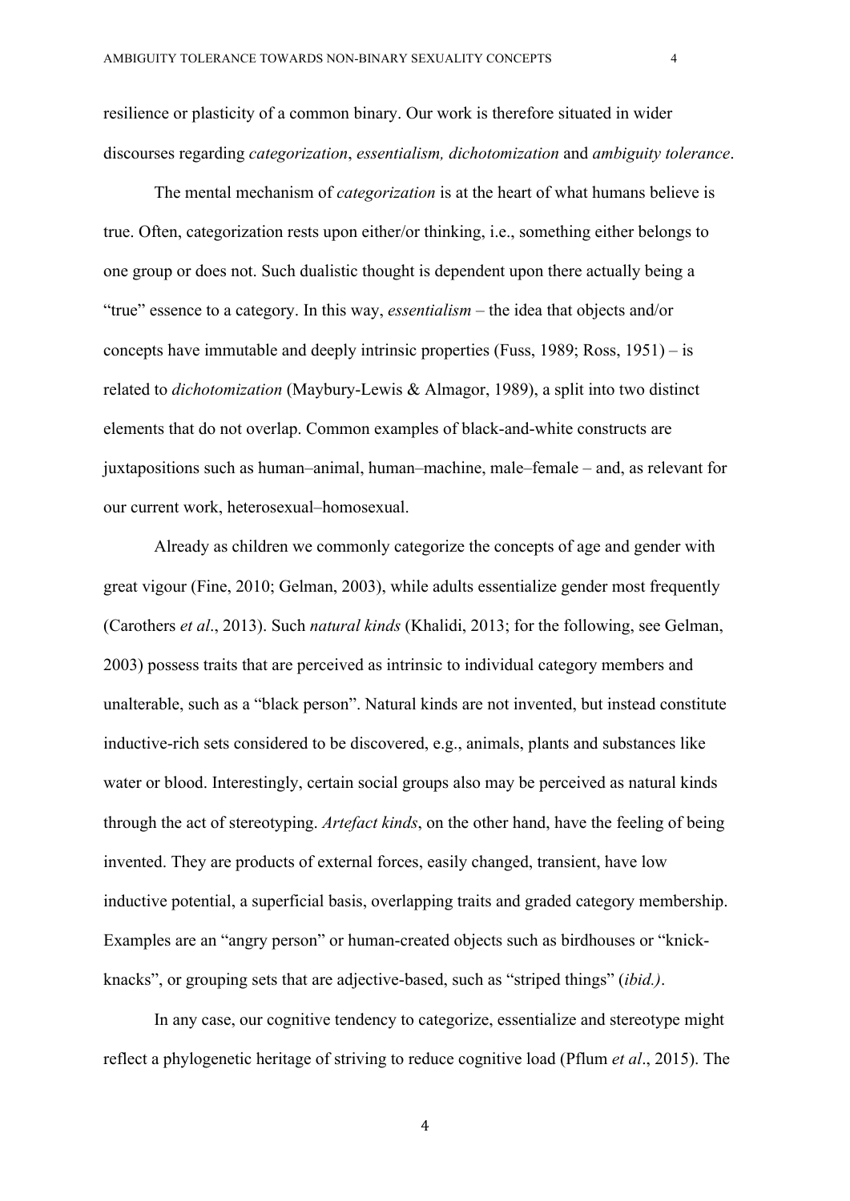resilience or plasticity of a common binary. Our work is therefore situated in wider discourses regarding *categorization*, *essentialism, dichotomization* and *ambiguity tolerance*.

The mental mechanism of *categorization* is at the heart of what humans believe is true. Often, categorization rests upon either/or thinking, i.e., something either belongs to one group or does not. Such dualistic thought is dependent upon there actually being a "true" essence to a category. In this way, *essentialism* – the idea that objects and/or concepts have immutable and deeply intrinsic properties (Fuss, 1989; Ross, 1951) – is related to *dichotomization* (Maybury-Lewis & Almagor, 1989), a split into two distinct elements that do not overlap. Common examples of black-and-white constructs are juxtapositions such as human–animal, human–machine, male–female – and, as relevant for our current work, heterosexual–homosexual.

Already as children we commonly categorize the concepts of age and gender with great vigour (Fine, 2010; Gelman, 2003), while adults essentialize gender most frequently (Carothers *et al*., 2013). Such *natural kinds* (Khalidi, 2013; for the following, see Gelman, 2003) possess traits that are perceived as intrinsic to individual category members and unalterable, such as a "black person". Natural kinds are not invented, but instead constitute inductive-rich sets considered to be discovered, e.g., animals, plants and substances like water or blood. Interestingly, certain social groups also may be perceived as natural kinds through the act of stereotyping. *Artefact kinds*, on the other hand, have the feeling of being invented. They are products of external forces, easily changed, transient, have low inductive potential, a superficial basis, overlapping traits and graded category membership. Examples are an "angry person" or human-created objects such as birdhouses or "knick-knacks", or grouping sets that are adjective-based, such as "striped things" (*ibid.)*.

In any case, our cognitive tendency to categorize, essentialize and stereotype might reflect a phylogenetic heritage of striving to reduce cognitive load (Pflum *et al*., 2015). The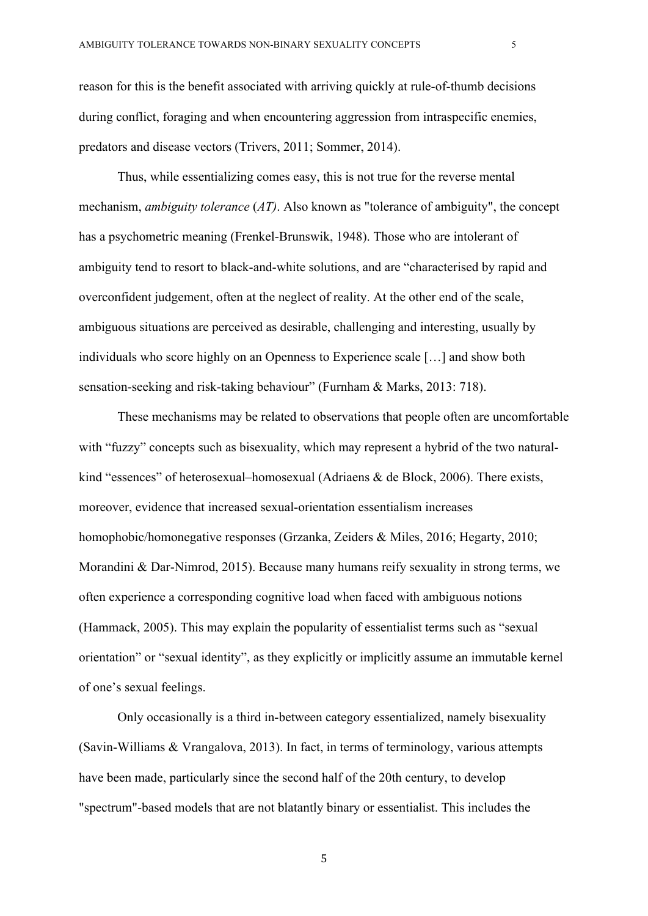reason for this is the benefit associated with arriving quickly at rule-of-thumb decisions during conflict, foraging and when encountering aggression from intraspecific enemies, predators and disease vectors (Trivers, 2011; Sommer, 2014).

Thus, while essentializing comes easy, this is not true for the reverse mental mechanism, *ambiguity tolerance* (*AT)*. Also known as "tolerance of ambiguity", the concept has a psychometric meaning (Frenkel-Brunswik, 1948). Those who are intolerant of ambiguity tend to resort to black-and-white solutions, and are "characterised by rapid and overconfident judgement, often at the neglect of reality. At the other end of the scale, ambiguous situations are perceived as desirable, challenging and interesting, usually by individuals who score highly on an Openness to Experience scale […] and show both sensation-seeking and risk-taking behaviour" (Furnham & Marks, 2013: 718).

These mechanisms may be related to observations that people often are uncomfortable with "fuzzy" concepts such as bisexuality, which may represent a hybrid of the two natural-kind "essences" of heterosexual–homosexual (Adriaens & de Block, 2006). There exists, moreover, evidence that increased sexual-orientation essentialism increases homophobic/homonegative responses (Grzanka, Zeiders & Miles, 2016; Hegarty, 2010; Morandini & Dar-Nimrod, 2015). Because many humans reify sexuality in strong terms, we often experience a corresponding cognitive load when faced with ambiguous notions (Hammack, 2005). This may explain the popularity of essentialist terms such as "sexual orientation" or "sexual identity", as they explicitly or implicitly assume an immutable kernel of one's sexual feelings.

Only occasionally is a third in-between category essentialized, namely bisexuality (Savin-Williams & Vrangalova, 2013). In fact, in terms of terminology, various attempts have been made, particularly since the second half of the 20th century, to develop "spectrum"-based models that are not blatantly binary or essentialist. This includes the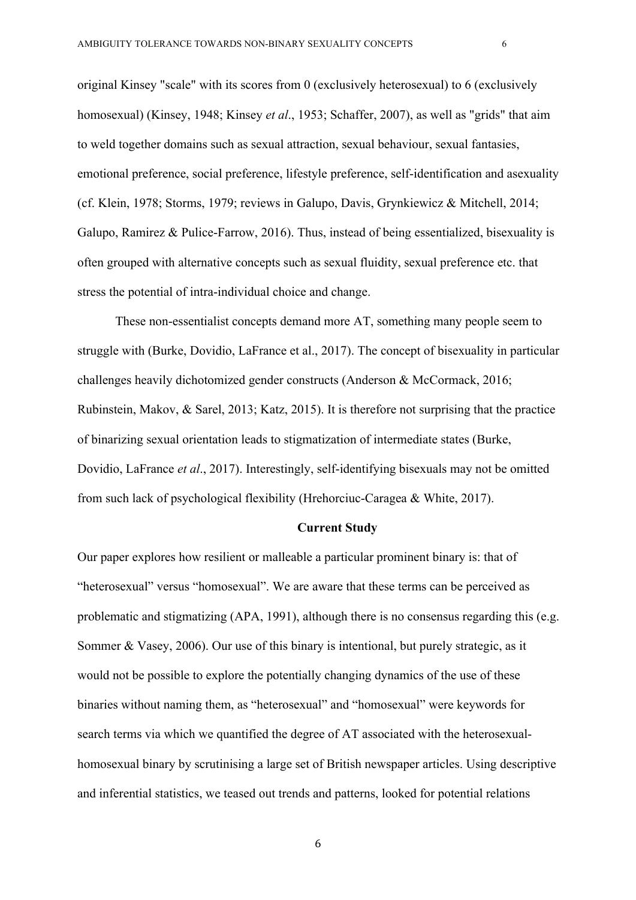original Kinsey "scale" with its scores from 0 (exclusively heterosexual) to 6 (exclusively homosexual) (Kinsey, 1948; Kinsey *et al*., 1953; Schaffer, 2007), as well as "grids" that aim to weld together domains such as sexual attraction, sexual behaviour, sexual fantasies, emotional preference, social preference, lifestyle preference, self-identification and asexuality (cf. Klein, 1978; Storms, 1979; reviews in Galupo, Davis, Grynkiewicz & Mitchell, 2014; Galupo, Ramirez & Pulice-Farrow, 2016). Thus, instead of being essentialized, bisexuality is often grouped with alternative concepts such as sexual fluidity, sexual preference etc. that stress the potential of intra-individual choice and change.

These non-essentialist concepts demand more AT, something many people seem to struggle with (Burke, Dovidio, LaFrance et al., 2017). The concept of bisexuality in particular challenges heavily dichotomized gender constructs (Anderson & McCormack, 2016; Rubinstein, Makov, & Sarel, 2013; Katz, 2015). It is therefore not surprising that the practice of binarizing sexual orientation leads to stigmatization of intermediate states (Burke, Dovidio, LaFrance *et al*., 2017). Interestingly, self-identifying bisexuals may not be omitted from such lack of psychological flexibility (Hrehorciuc-Caragea & White, 2017).

## Current Study

Our paper explores how resilient or malleable a particular prominent binary is: that of "heterosexual" versus "homosexual". We are aware that these terms can be perceived as problematic and stigmatizing (APA, 1991), although there is no consensus regarding this (e.g. Sommer & Vasey, 2006). Our use of this binary is intentional, but purely strategic, as it would not be possible to explore the potentially changing dynamics of the use of these binaries without naming them, as "heterosexual" and "homosexual" were keywords for search terms via which we quantified the degree of AT associated with the heterosexual-homosexual binary by scrutinising a large set of British newspaper articles. Using descriptive and inferential statistics, we teased out trends and patterns, looked for potential relations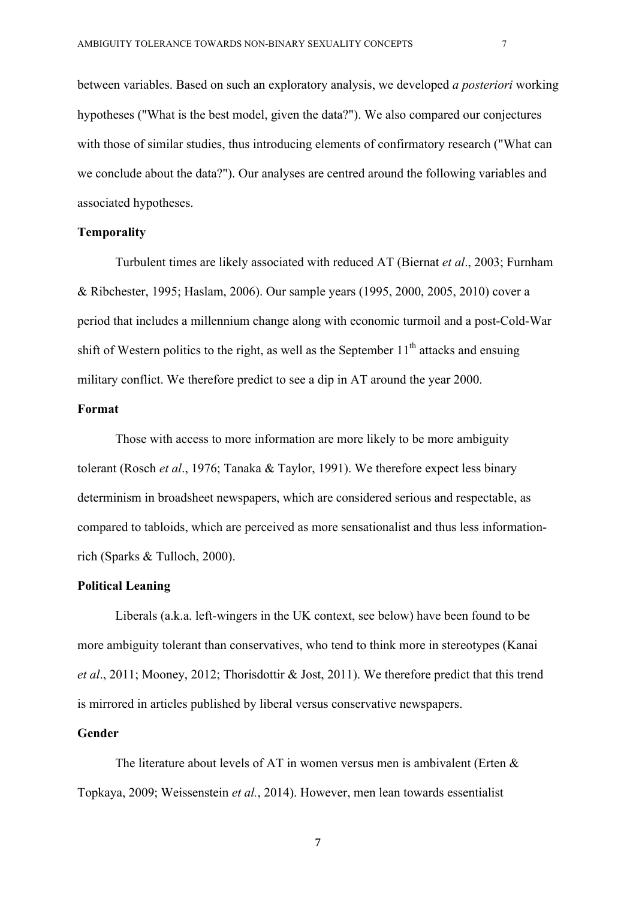between variables. Based on such an exploratory analysis, we developed *a posteriori* working hypotheses ("What is the best model, given the data?"). We also compared our conjectures with those of similar studies, thus introducing elements of confirmatory research ("What can we conclude about the data?"). Our analyses are centred around the following variables and associated hypotheses.

**Temporality**

Turbulent times are likely associated with reduced AT (Biernat *et al*., 2003; Furnham & Ribchester, 1995; Haslam, 2006). Our sample years (1995, 2000, 2005, 2010) cover a period that includes a millennium change along with economic turmoil and a post-Cold-War shift of Western politics to the right, as well as the September 11th attacks and ensuing military conflict. We therefore predict to see a dip in AT around the year 2000.

**Format**

Those with access to more information are more likely to be more ambiguity tolerant (Rosch *et al*., 1976; Tanaka & Taylor, 1991). We therefore expect less binary determinism in broadsheet newspapers, which are considered serious and respectable, as compared to tabloids, which are perceived as more sensationalist and thus less information-rich (Sparks & Tulloch, 2000).

**Political Leaning**

Liberals (a.k.a. left-wingers in the UK context, see below) have been found to be more ambiguity tolerant than conservatives, who tend to think more in stereotypes (Kanai *et al*., 2011; Mooney, 2012; Thorisdottir & Jost, 2011). We therefore predict that this trend is mirrored in articles published by liberal versus conservative newspapers.

**Gender**

The literature about levels of AT in women versus men is ambivalent (Erten & Topkaya, 2009; Weissenstein *et al.*, 2014). However, men lean towards essentialist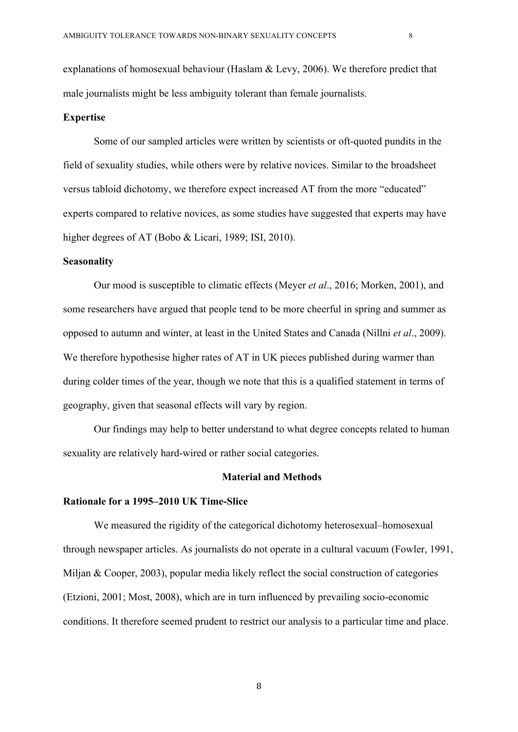explanations of homosexual behaviour (Haslam & Levy, 2006). We therefore predict that male journalists might be less ambiguity tolerant than female journalists.

**Expertise**

Some of our sampled articles were written by scientists or oft-quoted pundits in the field of sexuality studies, while others were by relative novices. Similar to the broadsheet versus tabloid dichotomy, we therefore expect increased AT from the more "educated" experts compared to relative novices, as some studies have suggested that experts may have higher degrees of AT (Bobo & Licari, 1989; ISI, 2010).

**Seasonality**

Our mood is susceptible to climatic effects (Meyer *et al*., 2016; Morken, 2001), and some researchers have argued that people tend to be more cheerful in spring and summer as opposed to autumn and winter, at least in the United States and Canada (Nillni *et al*., 2009). We therefore hypothesise higher rates of AT in UK pieces published during warmer than during colder times of the year, though we note that this is a qualified statement in terms of geography, given that seasonal effects will vary by region.

Our findings may help to better understand to what degree concepts related to human sexuality are relatively hard-wired or rather social categories.

## Material and Methods

**Rationale for a 1995–2010 UK Time-Slice**

We measured the rigidity of the categorical dichotomy heterosexual–homosexual through newspaper articles. As journalists do not operate in a cultural vacuum (Fowler, 1991, Miljan & Cooper, 2003), popular media likely reflect the social construction of categories (Etzioni, 2001; Most, 2008), which are in turn influenced by prevailing socio-economic conditions. It therefore seemed prudent to restrict our analysis to a particular time and place.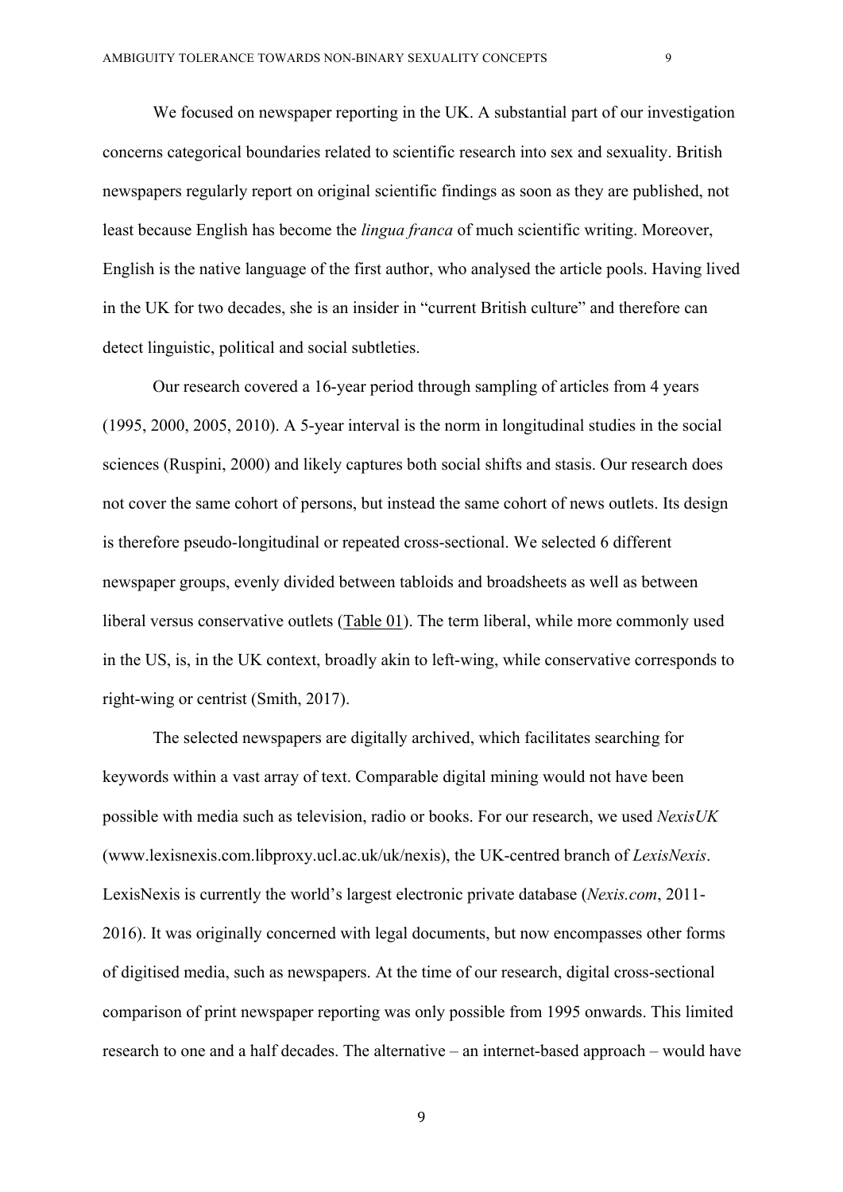We focused on newspaper reporting in the UK. A substantial part of our investigation concerns categorical boundaries related to scientific research into sex and sexuality. British newspapers regularly report on original scientific findings as soon as they are published, not least because English has become the *lingua franca* of much scientific writing. Moreover, English is the native language of the first author, who analysed the article pools. Having lived in the UK for two decades, she is an insider in "current British culture" and therefore can detect linguistic, political and social subtleties.

Our research covered a 16-year period through sampling of articles from 4 years (1995, 2000, 2005, 2010). A 5-year interval is the norm in longitudinal studies in the social sciences (Ruspini, 2000) and likely captures both social shifts and stasis. Our research does not cover the same cohort of persons, but instead the same cohort of news outlets. Its design is therefore pseudo-longitudinal or repeated cross-sectional. We selected 6 different newspaper groups, evenly divided between tabloids and broadsheets as well as between liberal versus conservative outlets (Table 01). The term liberal, while more commonly used in the US, is, in the UK context, broadly akin to left-wing, while conservative corresponds to right-wing or centrist (Smith, 2017).

The selected newspapers are digitally archived, which facilitates searching for keywords within a vast array of text. Comparable digital mining would not have been possible with media such as television, radio or books. For our research, we used *NexisUK* (www.lexisnexis.com.libproxy.ucl.ac.uk/uk/nexis), the UK-centred branch of *LexisNexis*. LexisNexis is currently the world's largest electronic private database (*Nexis.com*, 2011-2016). It was originally concerned with legal documents, but now encompasses other forms of digitised media, such as newspapers. At the time of our research, digital cross-sectional comparison of print newspaper reporting was only possible from 1995 onwards. This limited research to one and a half decades. The alternative – an internet-based approach – would have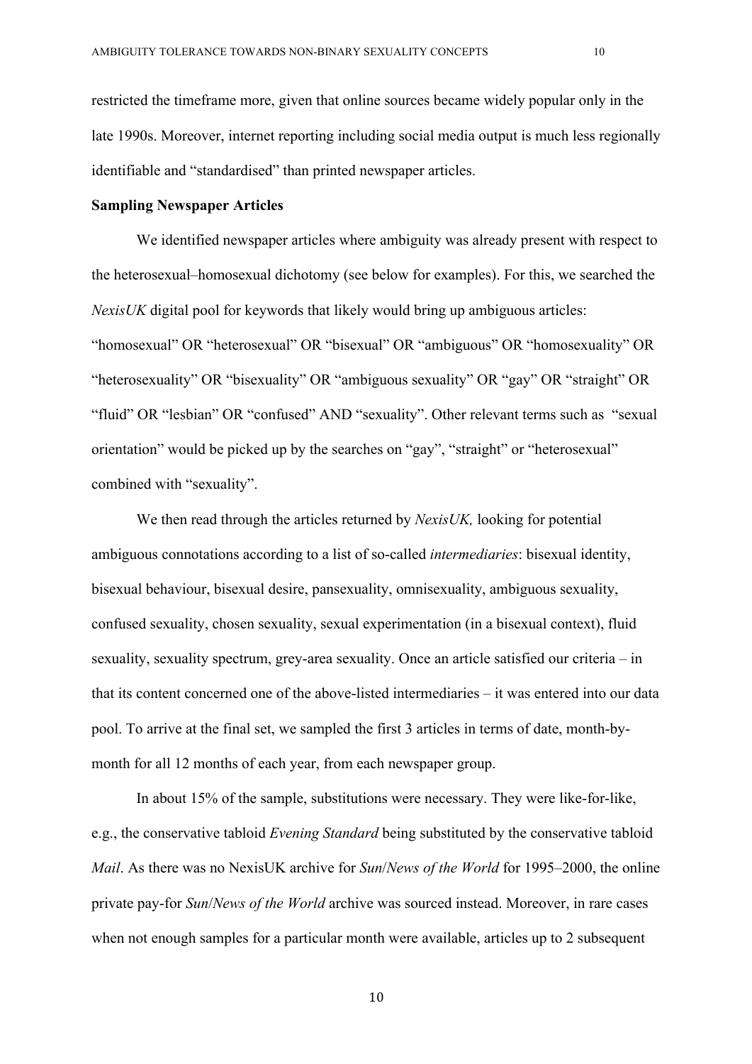restricted the timeframe more, given that online sources became widely popular only in the late 1990s. Moreover, internet reporting including social media output is much less regionally identifiable and "standardised" than printed newspaper articles.

**Sampling Newspaper Articles**

We identified newspaper articles where ambiguity was already present with respect to the heterosexual–homosexual dichotomy (see below for examples). For this, we searched the *NexisUK* digital pool for keywords that likely would bring up ambiguous articles: "homosexual" OR "heterosexual" OR "bisexual" OR "ambiguous" OR "homosexuality" OR "heterosexuality" OR "bisexuality" OR "ambiguous sexuality" OR "gay" OR "straight" OR "fluid" OR "lesbian" OR "confused" AND "sexuality". Other relevant terms such as "sexual orientation" would be picked up by the searches on "gay", "straight" or "heterosexual" combined with "sexuality".

We then read through the articles returned by *NexisUK,* looking for potential ambiguous connotations according to a list of so-called *intermediaries*: bisexual identity, bisexual behaviour, bisexual desire, pansexuality, omnisexuality, ambiguous sexuality, confused sexuality, chosen sexuality, sexual experimentation (in a bisexual context), fluid sexuality, sexuality spectrum, grey-area sexuality. Once an article satisfied our criteria – in that its content concerned one of the above-listed intermediaries – it was entered into our data pool. To arrive at the final set, we sampled the first 3 articles in terms of date, month-by-month for all 12 months of each year, from each newspaper group.

In about 15% of the sample, substitutions were necessary. They were like-for-like, e.g., the conservative tabloid *Evening Standard* being substituted by the conservative tabloid *Mail*. As there was no NexisUK archive for *Sun*/*News of the World* for 1995–2000, the online private pay-for *Sun*/*News of the World* archive was sourced instead. Moreover, in rare cases when not enough samples for a particular month were available, articles up to 2 subsequent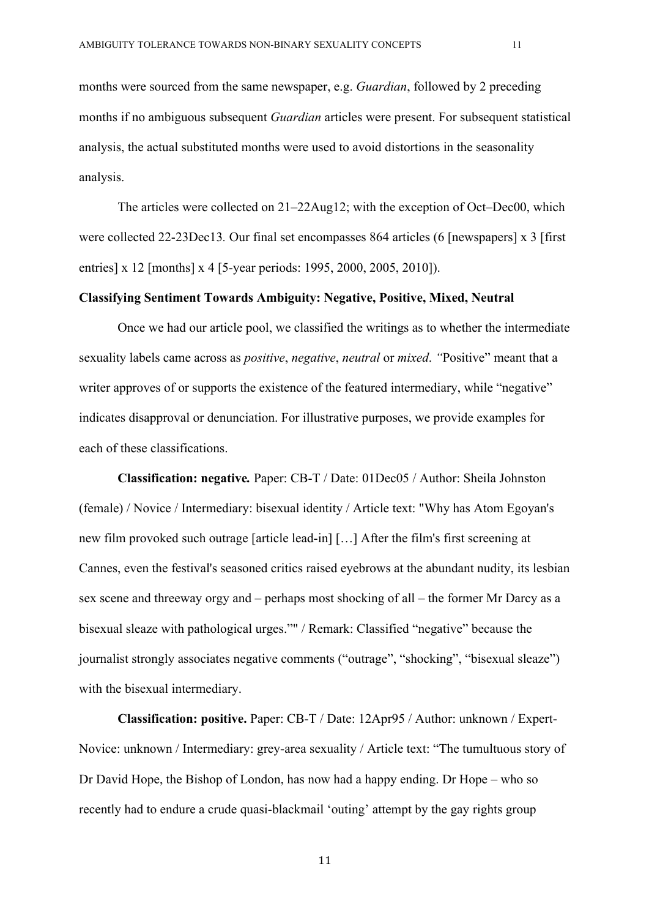months were sourced from the same newspaper, e.g. *Guardian*, followed by 2 preceding months if no ambiguous subsequent *Guardian* articles were present. For subsequent statistical analysis, the actual substituted months were used to avoid distortions in the seasonality analysis.

The articles were collected on 21–22Aug12; with the exception of Oct–Dec00, which were collected 22-23Dec13. Our final set encompasses 864 articles (6 [newspapers] x 3 [first entries] x 12 [months] x 4 [5-year periods: 1995, 2000, 2005, 2010]).

**Classifying Sentiment Towards Ambiguity: Negative, Positive, Mixed, Neutral**

Once we had our article pool, we classified the writings as to whether the intermediate sexuality labels came across as *positive*, *negative*, *neutral* or *mixed*. *"*Positive" meant that a writer approves of or supports the existence of the featured intermediary, while "negative" indicates disapproval or denunciation. For illustrative purposes, we provide examples for each of these classifications.

**Classification: negative.** Paper: CB-T / Date: 01Dec05 / Author: Sheila Johnston (female) / Novice / Intermediary: bisexual identity / Article text: "Why has Atom Egoyan's new film provoked such outrage [article lead-in] […] After the film's first screening at Cannes, even the festival's seasoned critics raised eyebrows at the abundant nudity, its lesbian sex scene and threeway orgy and – perhaps most shocking of all – the former Mr Darcy as a bisexual sleaze with pathological urges."" / Remark: Classified "negative" because the journalist strongly associates negative comments ("outrage", "shocking", "bisexual sleaze") with the bisexual intermediary.

**Classification: positive.** Paper: CB-T / Date: 12Apr95 / Author: unknown / Expert-Novice: unknown / Intermediary: grey-area sexuality / Article text: "The tumultuous story of Dr David Hope, the Bishop of London, has now had a happy ending. Dr Hope – who so recently had to endure a crude quasi-blackmail 'outing' attempt by the gay rights group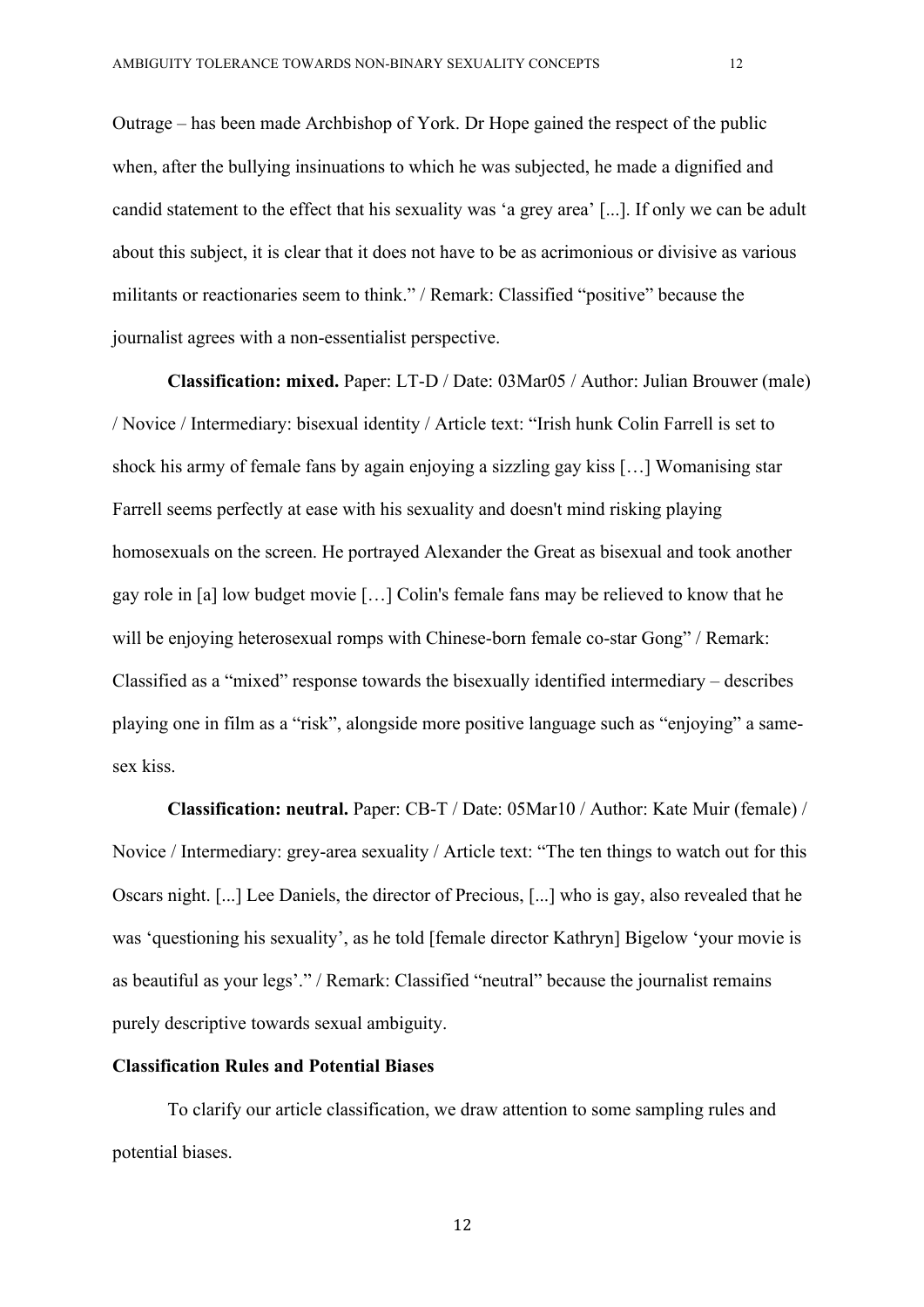Outrage – has been made Archbishop of York. Dr Hope gained the respect of the public when, after the bullying insinuations to which he was subjected, he made a dignified and candid statement to the effect that his sexuality was 'a grey area' [...]. If only we can be adult about this subject, it is clear that it does not have to be as acrimonious or divisive as various militants or reactionaries seem to think." / Remark: Classified "positive" because the journalist agrees with a non-essentialist perspective.

**Classification: mixed.** Paper: LT-D / Date: 03Mar05 / Author: Julian Brouwer (male) / Novice / Intermediary: bisexual identity / Article text: "Irish hunk Colin Farrell is set to shock his army of female fans by again enjoying a sizzling gay kiss […] Womanising star Farrell seems perfectly at ease with his sexuality and doesn't mind risking playing homosexuals on the screen. He portrayed Alexander the Great as bisexual and took another gay role in [a] low budget movie […] Colin's female fans may be relieved to know that he will be enjoying heterosexual romps with Chinese-born female co-star Gong" / Remark: Classified as a "mixed" response towards the bisexually identified intermediary – describes playing one in film as a "risk", alongside more positive language such as "enjoying" a same-sex kiss.

**Classification: neutral.** Paper: CB-T / Date: 05Mar10 / Author: Kate Muir (female) / Novice / Intermediary: grey-area sexuality / Article text: "The ten things to watch out for this Oscars night. [...] Lee Daniels, the director of Precious, [...] who is gay, also revealed that he was 'questioning his sexuality', as he told [female director Kathryn] Bigelow 'your movie is as beautiful as your legs'." / Remark: Classified "neutral" because the journalist remains purely descriptive towards sexual ambiguity.

**Classification Rules and Potential Biases**

To clarify our article classification, we draw attention to some sampling rules and potential biases.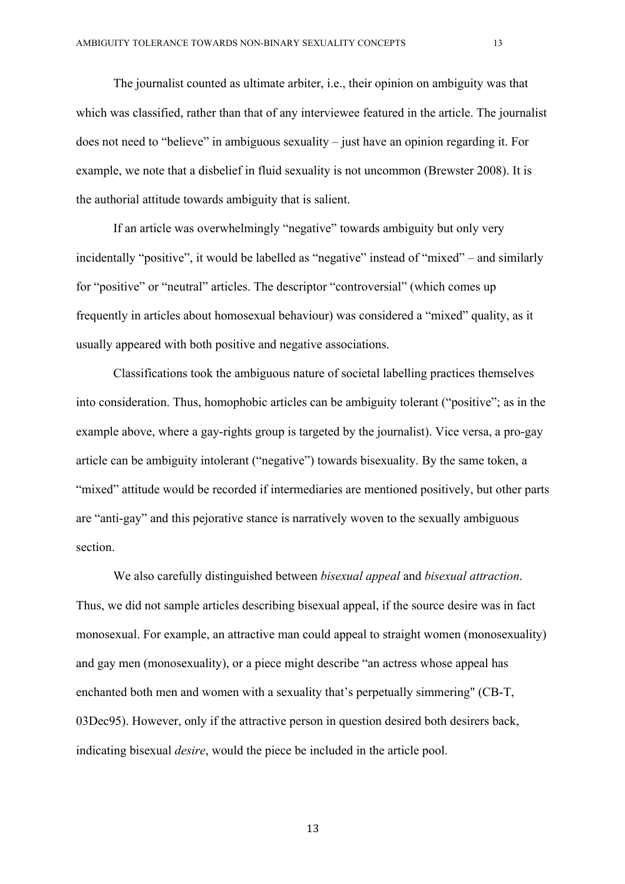The journalist counted as ultimate arbiter, i.e., their opinion on ambiguity was that which was classified, rather than that of any interviewee featured in the article. The journalist does not need to "believe" in ambiguous sexuality – just have an opinion regarding it. For example, we note that a disbelief in fluid sexuality is not uncommon (Brewster 2008). It is the authorial attitude towards ambiguity that is salient.

If an article was overwhelmingly "negative" towards ambiguity but only very incidentally "positive", it would be labelled as "negative" instead of "mixed" – and similarly for "positive" or "neutral" articles. The descriptor "controversial" (which comes up frequently in articles about homosexual behaviour) was considered a "mixed" quality, as it usually appeared with both positive and negative associations.

Classifications took the ambiguous nature of societal labelling practices themselves into consideration. Thus, homophobic articles can be ambiguity tolerant ("positive"; as in the example above, where a gay-rights group is targeted by the journalist). Vice versa, a pro-gay article can be ambiguity intolerant ("negative") towards bisexuality. By the same token, a "mixed" attitude would be recorded if intermediaries are mentioned positively, but other parts are "anti-gay" and this pejorative stance is narratively woven to the sexually ambiguous section.

We also carefully distinguished between *bisexual appeal* and *bisexual attraction*. Thus, we did not sample articles describing bisexual appeal, if the source desire was in fact monosexual. For example, an attractive man could appeal to straight women (monosexuality) and gay men (monosexuality), or a piece might describe "an actress whose appeal has enchanted both men and women with a sexuality that's perpetually simmering" (CB-T, 03Dec95). However, only if the attractive person in question desired both desirers back, indicating bisexual *desire*, would the piece be included in the article pool.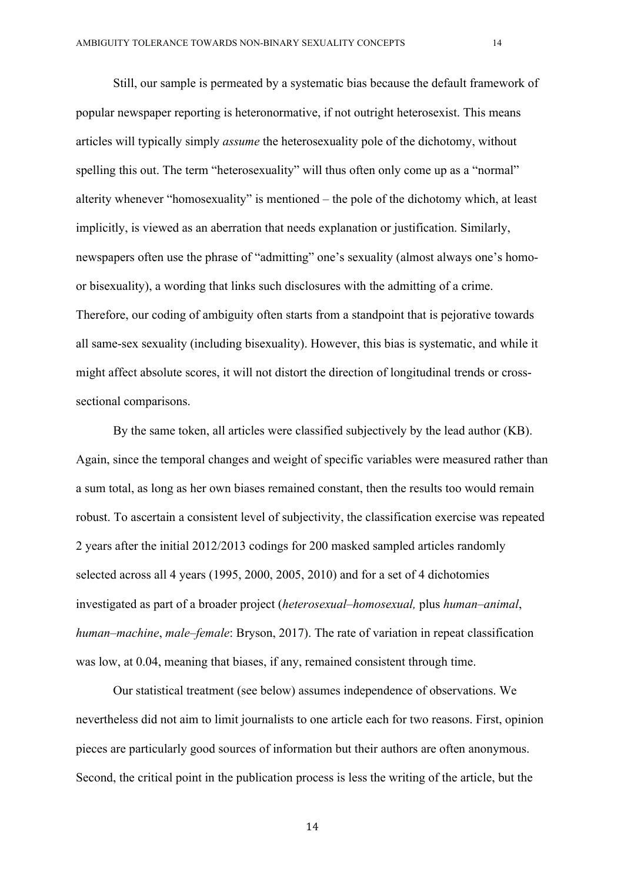Still, our sample is permeated by a systematic bias because the default framework of popular newspaper reporting is heteronormative, if not outright heterosexist. This means articles will typically simply *assume* the heterosexuality pole of the dichotomy, without spelling this out. The term "heterosexuality" will thus often only come up as a "normal" alterity whenever "homosexuality" is mentioned – the pole of the dichotomy which, at least implicitly, is viewed as an aberration that needs explanation or justification. Similarly, newspapers often use the phrase of "admitting" one's sexuality (almost always one's homo- or bisexuality), a wording that links such disclosures with the admitting of a crime. Therefore, our coding of ambiguity often starts from a standpoint that is pejorative towards all same-sex sexuality (including bisexuality). However, this bias is systematic, and while it might affect absolute scores, it will not distort the direction of longitudinal trends or cross-sectional comparisons.

By the same token, all articles were classified subjectively by the lead author (KB). Again, since the temporal changes and weight of specific variables were measured rather than a sum total, as long as her own biases remained constant, then the results too would remain robust. To ascertain a consistent level of subjectivity, the classification exercise was repeated 2 years after the initial 2012/2013 codings for 200 masked sampled articles randomly selected across all 4 years (1995, 2000, 2005, 2010) and for a set of 4 dichotomies investigated as part of a broader project (*heterosexual–homosexual,* plus *human–animal*, *human–machine*, *male–female*: Bryson, 2017). The rate of variation in repeat classification was low, at 0.04, meaning that biases, if any, remained consistent through time.

Our statistical treatment (see below) assumes independence of observations. We nevertheless did not aim to limit journalists to one article each for two reasons. First, opinion pieces are particularly good sources of information but their authors are often anonymous. Second, the critical point in the publication process is less the writing of the article, but the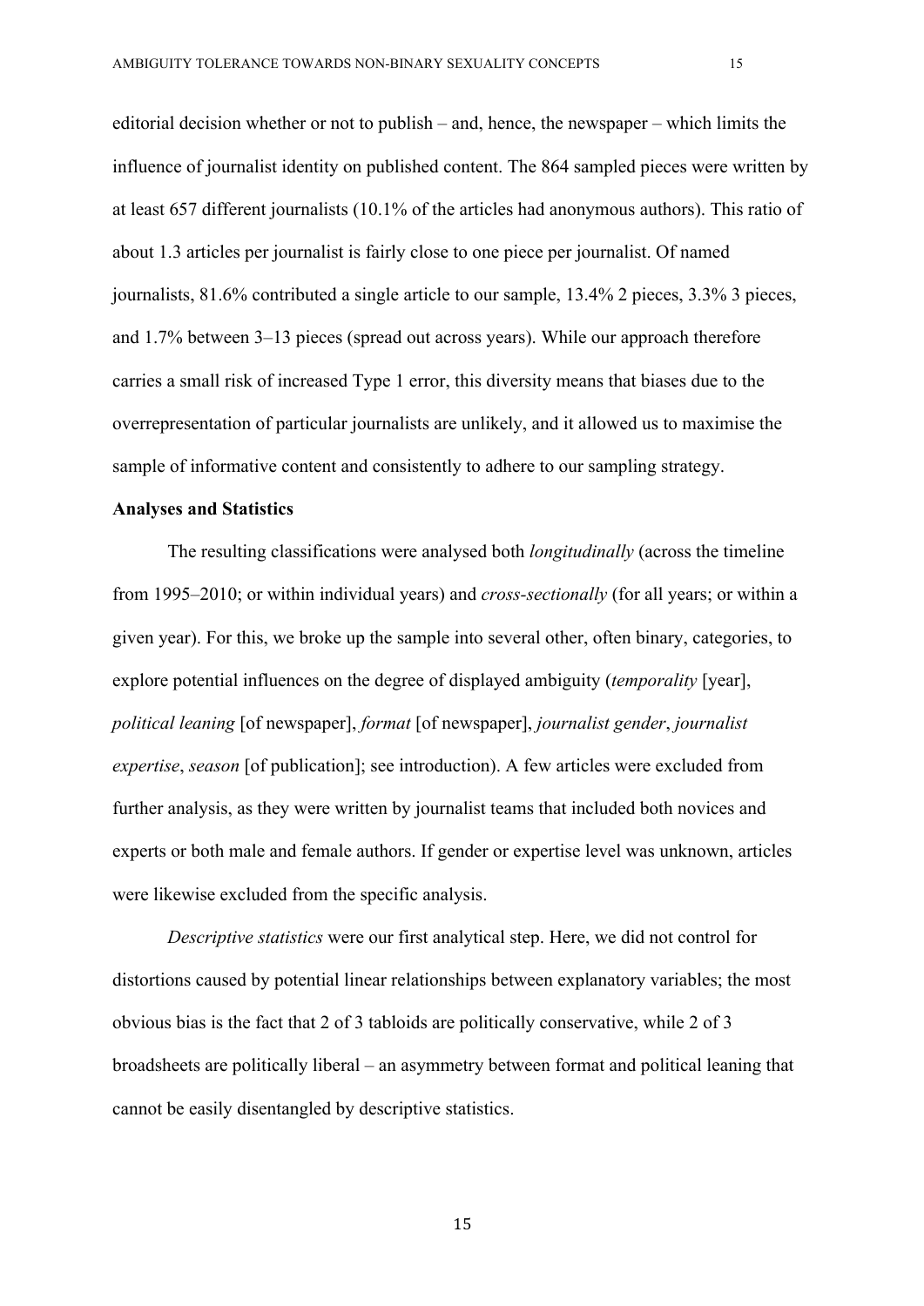editorial decision whether or not to publish – and, hence, the newspaper – which limits the influence of journalist identity on published content. The 864 sampled pieces were written by at least 657 different journalists (10.1% of the articles had anonymous authors). This ratio of about 1.3 articles per journalist is fairly close to one piece per journalist. Of named journalists, 81.6% contributed a single article to our sample, 13.4% 2 pieces, 3.3% 3 pieces, and 1.7% between 3–13 pieces (spread out across years). While our approach therefore carries a small risk of increased Type 1 error, this diversity means that biases due to the overrepresentation of particular journalists are unlikely, and it allowed us to maximise the sample of informative content and consistently to adhere to our sampling strategy.

**Analyses and Statistics**

The resulting classifications were analysed both *longitudinally* (across the timeline from 1995–2010; or within individual years) and *cross-sectionally* (for all years; or within a given year). For this, we broke up the sample into several other, often binary, categories, to explore potential influences on the degree of displayed ambiguity (*temporality* [year], *political leaning* [of newspaper], *format* [of newspaper], *journalist gender*, *journalist expertise*, *season* [of publication]; see introduction). A few articles were excluded from further analysis, as they were written by journalist teams that included both novices and experts or both male and female authors. If gender or expertise level was unknown, articles were likewise excluded from the specific analysis.

*Descriptive statistics* were our first analytical step. Here, we did not control for distortions caused by potential linear relationships between explanatory variables; the most obvious bias is the fact that 2 of 3 tabloids are politically conservative, while 2 of 3 broadsheets are politically liberal – an asymmetry between format and political leaning that cannot be easily disentangled by descriptive statistics.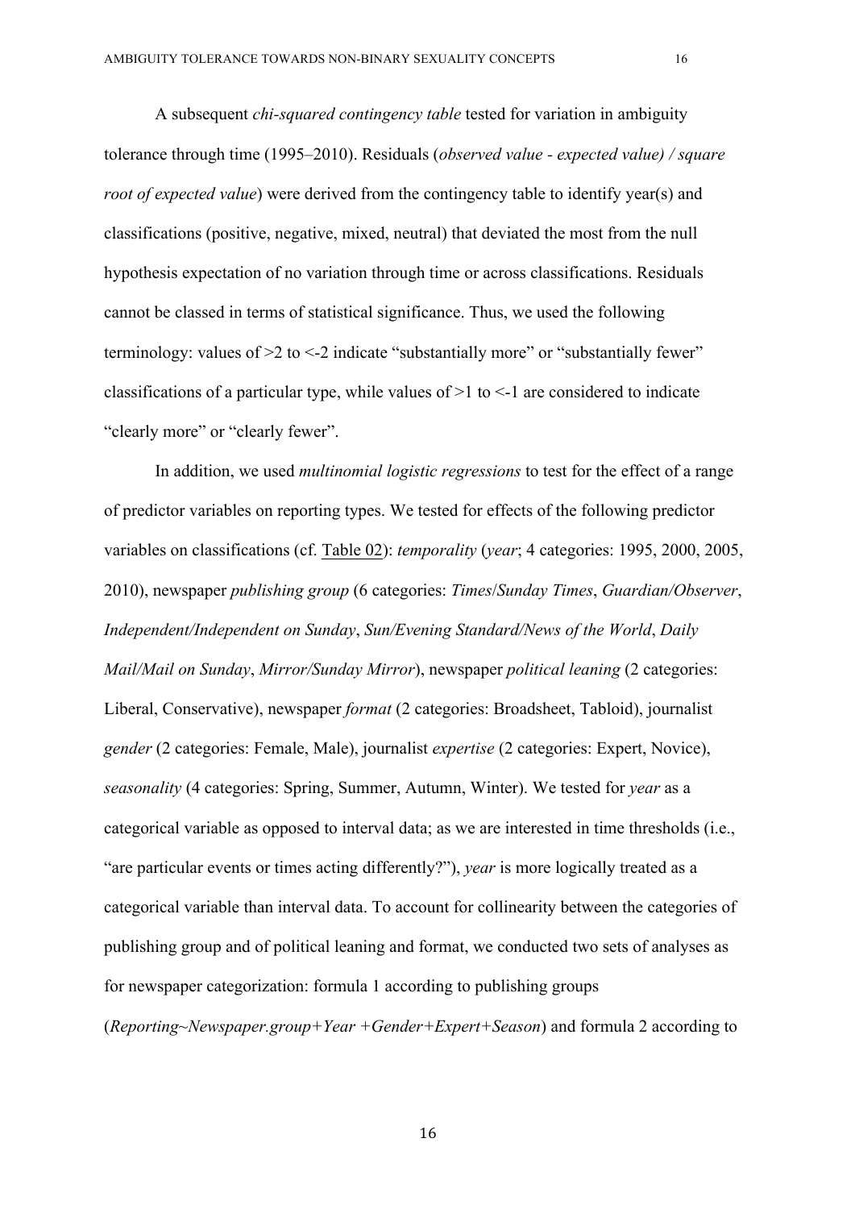A subsequent *chi-squared contingency table* tested for variation in ambiguity tolerance through time (1995–2010). Residuals (*observed value - expected value) / square root of expected value*) were derived from the contingency table to identify year(s) and classifications (positive, negative, mixed, neutral) that deviated the most from the null hypothesis expectation of no variation through time or across classifications. Residuals cannot be classed in terms of statistical significance. Thus, we used the following terminology: values of >2 to <-2 indicate "substantially more" or "substantially fewer" classifications of a particular type, while values of >1 to <-1 are considered to indicate "clearly more" or "clearly fewer".

In addition, we used *multinomial logistic regressions* to test for the effect of a range of predictor variables on reporting types. We tested for effects of the following predictor variables on classifications (cf. Table 02): *temporality* (*year*; 4 categories: 1995, 2000, 2005, 2010), newspaper *publishing group* (6 categories: *Times*/*Sunday Times*, *Guardian/Observer*, *Independent/Independent on Sunday*, *Sun/Evening Standard/News of the World*, *Daily Mail/Mail on Sunday*, *Mirror/Sunday Mirror*), newspaper *political leaning* (2 categories: Liberal, Conservative), newspaper *format* (2 categories: Broadsheet, Tabloid), journalist *gender* (2 categories: Female, Male), journalist *expertise* (2 categories: Expert, Novice), *seasonality* (4 categories: Spring, Summer, Autumn, Winter). We tested for *year* as a categorical variable as opposed to interval data; as we are interested in time thresholds (i.e., "are particular events or times acting differently?"), *year* is more logically treated as a categorical variable than interval data. To account for collinearity between the categories of publishing group and of political leaning and format, we conducted two sets of analyses as for newspaper categorization: formula 1 according to publishing groups (*Reporting~Newspaper.group+Year +Gender+Expert+Season*) and formula 2 according to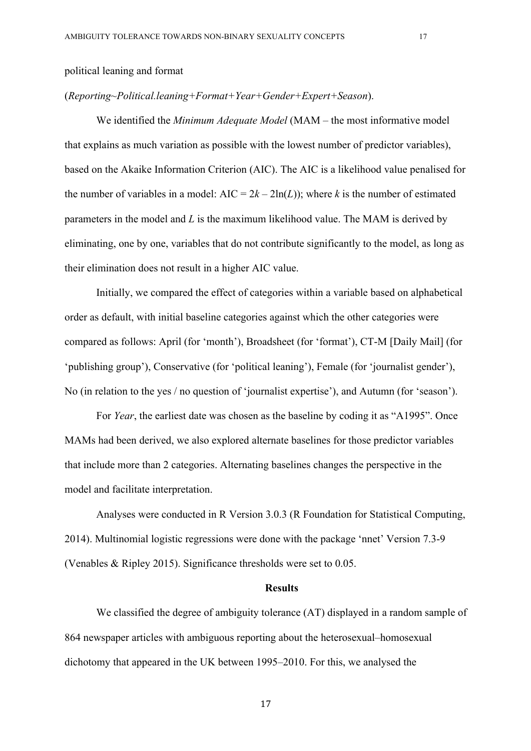political leaning and format

(*Reporting~Political.leaning+Format+Year+Gender+Expert+Season*).

We identified the *Minimum Adequate Model* (MAM – the most informative model that explains as much variation as possible with the lowest number of predictor variables), based on the Akaike Information Criterion (AIC). The AIC is a likelihood value penalised for the number of variables in a model: AIC = $2k – 2\ln(L)$); where $k$ is the number of estimated parameters in the model and $L$ is the maximum likelihood value. The MAM is derived by eliminating, one by one, variables that do not contribute significantly to the model, as long as their elimination does not result in a higher AIC value.

Initially, we compared the effect of categories within a variable based on alphabetical order as default, with initial baseline categories against which the other categories were compared as follows: April (for 'month'), Broadsheet (for 'format'), CT-M [Daily Mail] (for 'publishing group'), Conservative (for 'political leaning'), Female (for 'journalist gender'), No (in relation to the yes / no question of 'journalist expertise'), and Autumn (for 'season').

For *Year*, the earliest date was chosen as the baseline by coding it as "A1995". Once MAMs had been derived, we also explored alternate baselines for those predictor variables that include more than 2 categories. Alternating baselines changes the perspective in the model and facilitate interpretation.

Analyses were conducted in R Version 3.0.3 (R Foundation for Statistical Computing, 2014). Multinomial logistic regressions were done with the package 'nnet' Version 7.3-9 (Venables & Ripley 2015). Significance thresholds were set to 0.05.

## Results

We classified the degree of ambiguity tolerance (AT) displayed in a random sample of 864 newspaper articles with ambiguous reporting about the heterosexual–homosexual dichotomy that appeared in the UK between 1995–2010. For this, we analysed the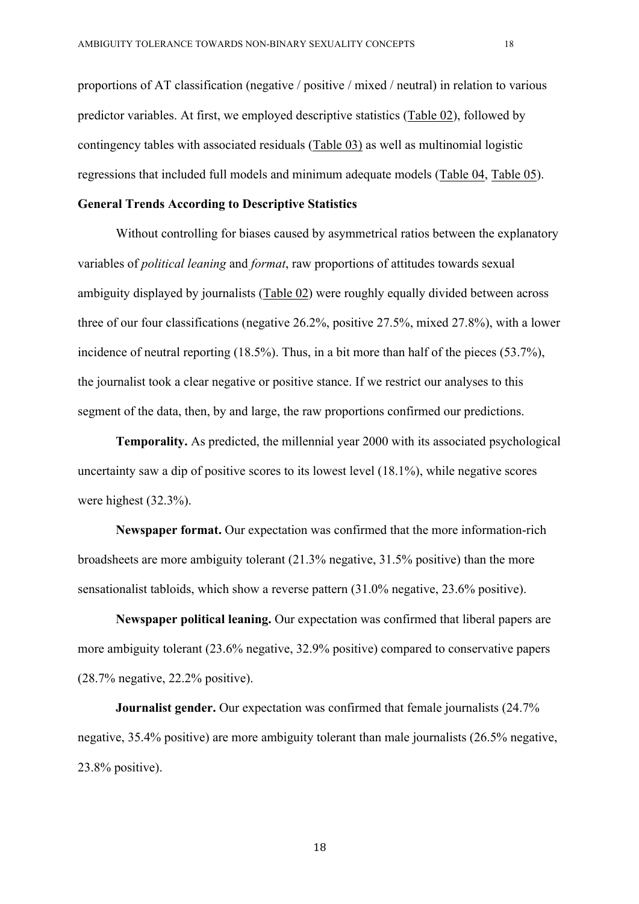proportions of AT classification (negative / positive / mixed / neutral) in relation to various predictor variables. At first, we employed descriptive statistics (Table 02), followed by contingency tables with associated residuals (Table 03) as well as multinomial logistic regressions that included full models and minimum adequate models (Table 04, Table 05).

## General Trends According to Descriptive Statistics

Without controlling for biases caused by asymmetrical ratios between the explanatory variables of *political leaning* and *format*, raw proportions of attitudes towards sexual ambiguity displayed by journalists (Table 02) were roughly equally divided between across three of our four classifications (negative 26.2%, positive 27.5%, mixed 27.8%), with a lower incidence of neutral reporting (18.5%). Thus, in a bit more than half of the pieces (53.7%), the journalist took a clear negative or positive stance. If we restrict our analyses to this segment of the data, then, by and large, the raw proportions confirmed our predictions.

**Temporality.** As predicted, the millennial year 2000 with its associated psychological uncertainty saw a dip of positive scores to its lowest level (18.1%), while negative scores were highest (32.3%).

**Newspaper format.** Our expectation was confirmed that the more information-rich broadsheets are more ambiguity tolerant (21.3% negative, 31.5% positive) than the more sensationalist tabloids, which show a reverse pattern (31.0% negative, 23.6% positive).

**Newspaper political leaning.** Our expectation was confirmed that liberal papers are more ambiguity tolerant (23.6% negative, 32.9% positive) compared to conservative papers (28.7% negative, 22.2% positive).

**Journalist gender.** Our expectation was confirmed that female journalists (24.7% negative, 35.4% positive) are more ambiguity tolerant than male journalists (26.5% negative, 23.8% positive).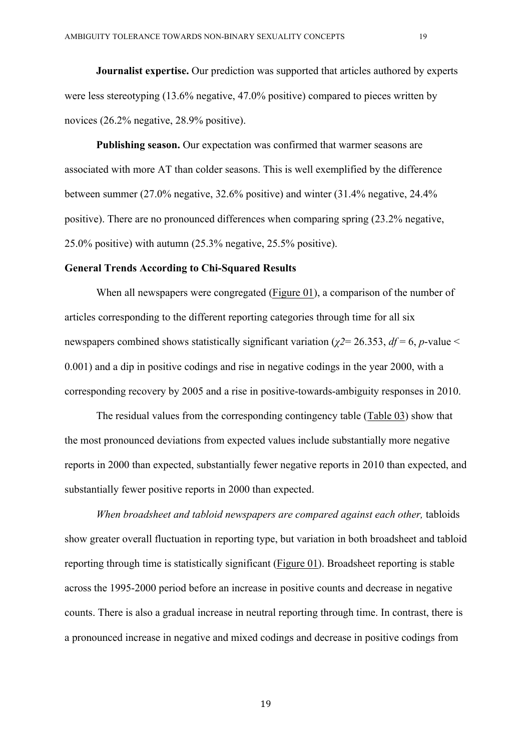**Journalist expertise.** Our prediction was supported that articles authored by experts were less stereotyping (13.6% negative, 47.0% positive) compared to pieces written by novices (26.2% negative, 28.9% positive).

**Publishing season.** Our expectation was confirmed that warmer seasons are associated with more AT than colder seasons. This is well exemplified by the difference between summer (27.0% negative, 32.6% positive) and winter (31.4% negative, 24.4% positive). There are no pronounced differences when comparing spring (23.2% negative, 25.0% positive) with autumn (25.3% negative, 25.5% positive).

## General Trends According to Chi-Squared Results

When all newspapers were congregated (Figure 01), a comparison of the number of articles corresponding to the different reporting categories through time for all six newspapers combined shows statistically significant variation ($\chi 2$= 26.353, $df$ = 6, $p$-value < 0.001) and a dip in positive codings and rise in negative codings in the year 2000, with a corresponding recovery by 2005 and a rise in positive-towards-ambiguity responses in 2010.

The residual values from the corresponding contingency table (Table 03) show that the most pronounced deviations from expected values include substantially more negative reports in 2000 than expected, substantially fewer negative reports in 2010 than expected, and substantially fewer positive reports in 2000 than expected.

*When broadsheet and tabloid newspapers are compared against each other,* tabloids show greater overall fluctuation in reporting type, but variation in both broadsheet and tabloid reporting through time is statistically significant (Figure 01). Broadsheet reporting is stable across the 1995-2000 period before an increase in positive counts and decrease in negative counts. There is also a gradual increase in neutral reporting through time. In contrast, there is a pronounced increase in negative and mixed codings and decrease in positive codings from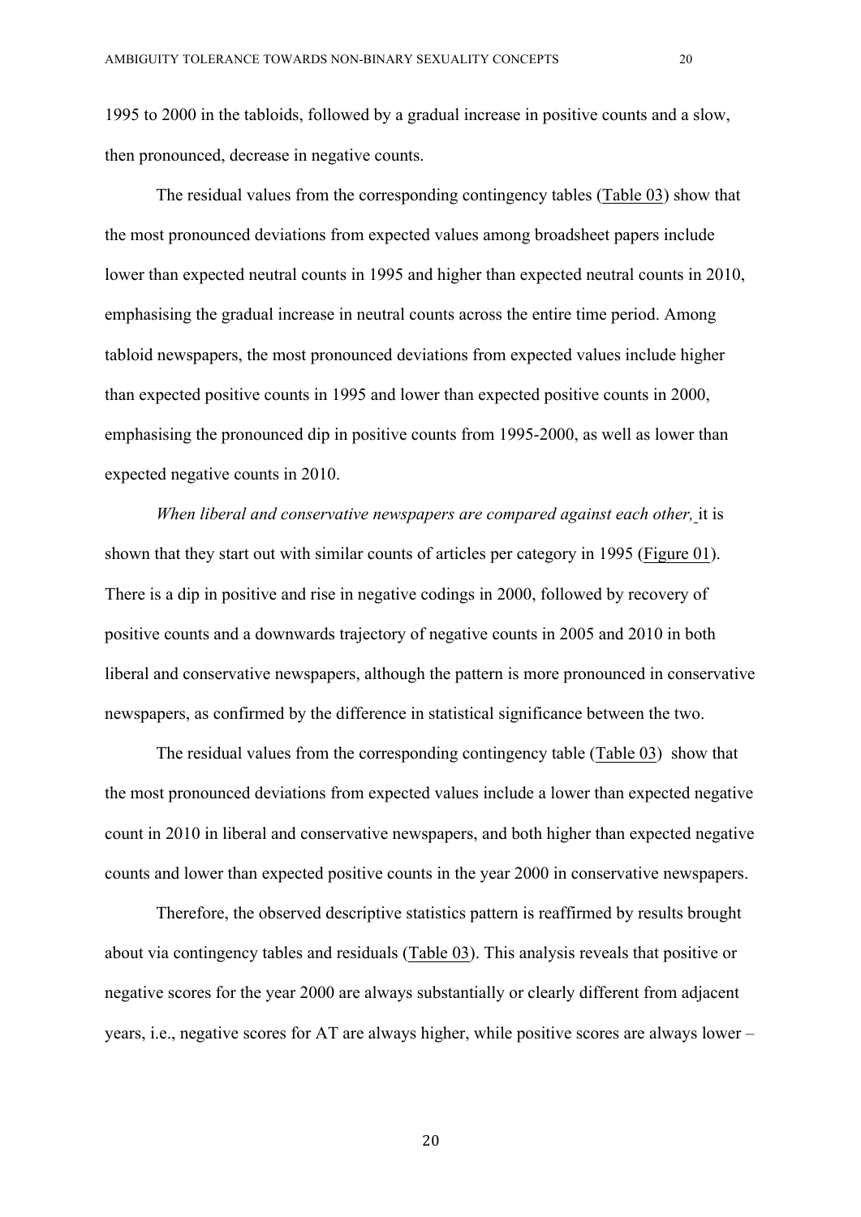1995 to 2000 in the tabloids, followed by a gradual increase in positive counts and a slow, then pronounced, decrease in negative counts.

The residual values from the corresponding contingency tables (Table 03) show that the most pronounced deviations from expected values among broadsheet papers include lower than expected neutral counts in 1995 and higher than expected neutral counts in 2010, emphasising the gradual increase in neutral counts across the entire time period. Among tabloid newspapers, the most pronounced deviations from expected values include higher than expected positive counts in 1995 and lower than expected positive counts in 2000, emphasising the pronounced dip in positive counts from 1995-2000, as well as lower than expected negative counts in 2010.

*When liberal and conservative newspapers are compared against each other,* it is shown that they start out with similar counts of articles per category in 1995 (Figure 01). There is a dip in positive and rise in negative codings in 2000, followed by recovery of positive counts and a downwards trajectory of negative counts in 2005 and 2010 in both liberal and conservative newspapers, although the pattern is more pronounced in conservative newspapers, as confirmed by the difference in statistical significance between the two.

The residual values from the corresponding contingency table (Table 03) show that the most pronounced deviations from expected values include a lower than expected negative count in 2010 in liberal and conservative newspapers, and both higher than expected negative counts and lower than expected positive counts in the year 2000 in conservative newspapers.

Therefore, the observed descriptive statistics pattern is reaffirmed by results brought about via contingency tables and residuals (Table 03). This analysis reveals that positive or negative scores for the year 2000 are always substantially or clearly different from adjacent years, i.e., negative scores for AT are always higher, while positive scores are always lower –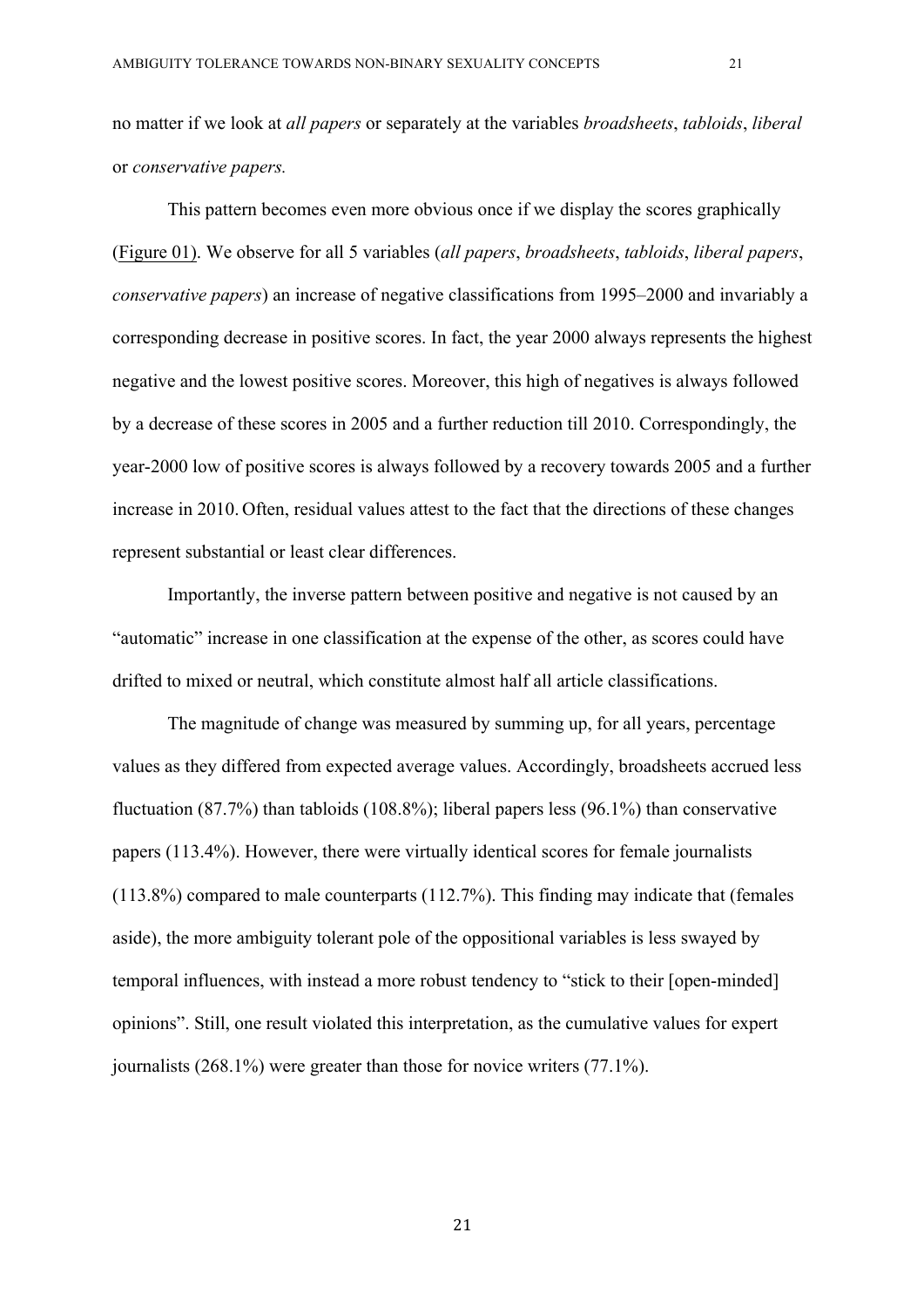no matter if we look at *all papers* or separately at the variables *broadsheets*, *tabloids*, *liberal* or *conservative papers.*

This pattern becomes even more obvious once if we display the scores graphically (Figure 01). We observe for all 5 variables (*all papers*, *broadsheets*, *tabloids*, *liberal papers*, *conservative papers*) an increase of negative classifications from 1995–2000 and invariably a corresponding decrease in positive scores. In fact, the year 2000 always represents the highest negative and the lowest positive scores. Moreover, this high of negatives is always followed by a decrease of these scores in 2005 and a further reduction till 2010. Correspondingly, the year-2000 low of positive scores is always followed by a recovery towards 2005 and a further increase in 2010. Often, residual values attest to the fact that the directions of these changes represent substantial or least clear differences.

Importantly, the inverse pattern between positive and negative is not caused by an "automatic" increase in one classification at the expense of the other, as scores could have drifted to mixed or neutral, which constitute almost half all article classifications.

The magnitude of change was measured by summing up, for all years, percentage values as they differed from expected average values. Accordingly, broadsheets accrued less fluctuation (87.7%) than tabloids (108.8%); liberal papers less (96.1%) than conservative papers (113.4%). However, there were virtually identical scores for female journalists (113.8%) compared to male counterparts (112.7%). This finding may indicate that (females aside), the more ambiguity tolerant pole of the oppositional variables is less swayed by temporal influences, with instead a more robust tendency to "stick to their [open-minded] opinions". Still, one result violated this interpretation, as the cumulative values for expert journalists (268.1%) were greater than those for novice writers (77.1%).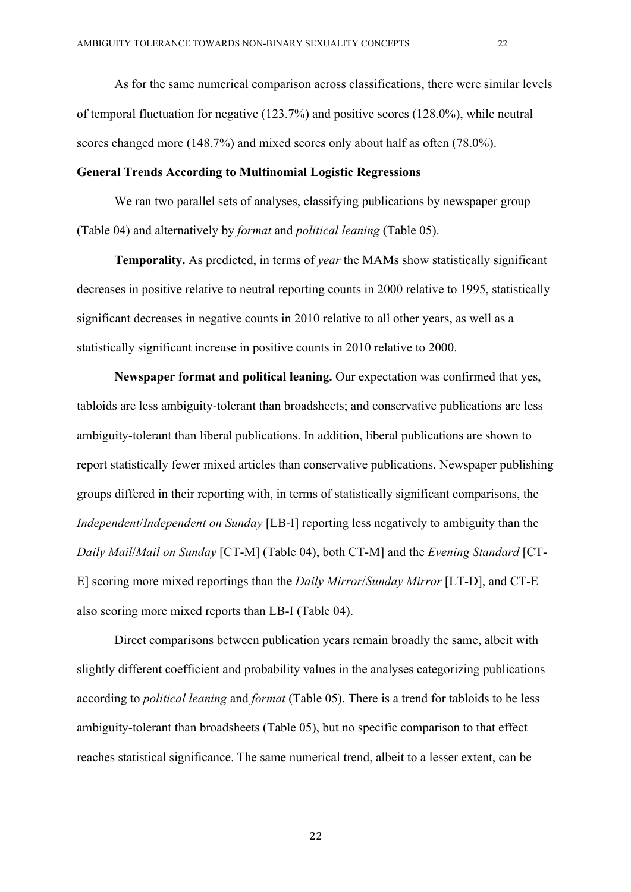As for the same numerical comparison across classifications, there were similar levels of temporal fluctuation for negative (123.7%) and positive scores (128.0%), while neutral scores changed more (148.7%) and mixed scores only about half as often (78.0%).

**General Trends According to Multinomial Logistic Regressions**

We ran two parallel sets of analyses, classifying publications by newspaper group (Table 04) and alternatively by *format* and *political leaning* (Table 05).

**Temporality.** As predicted, in terms of *year* the MAMs show statistically significant decreases in positive relative to neutral reporting counts in 2000 relative to 1995, statistically significant decreases in negative counts in 2010 relative to all other years, as well as a statistically significant increase in positive counts in 2010 relative to 2000.

**Newspaper format and political leaning.** Our expectation was confirmed that yes, tabloids are less ambiguity-tolerant than broadsheets; and conservative publications are less ambiguity-tolerant than liberal publications. In addition, liberal publications are shown to report statistically fewer mixed articles than conservative publications. Newspaper publishing groups differed in their reporting with, in terms of statistically significant comparisons, the *Independent*/*Independent on Sunday* [LB-I] reporting less negatively to ambiguity than the *Daily Mail*/*Mail on Sunday* [CT-M] (Table 04), both CT-M] and the *Evening Standard* [CT-E] scoring more mixed reportings than the *Daily Mirror*/*Sunday Mirror* [LT-D], and CT-E also scoring more mixed reports than LB-I (Table 04).

Direct comparisons between publication years remain broadly the same, albeit with slightly different coefficient and probability values in the analyses categorizing publications according to *political leaning* and *format* (Table 05). There is a trend for tabloids to be less ambiguity-tolerant than broadsheets (Table 05), but no specific comparison to that effect reaches statistical significance. The same numerical trend, albeit to a lesser extent, can be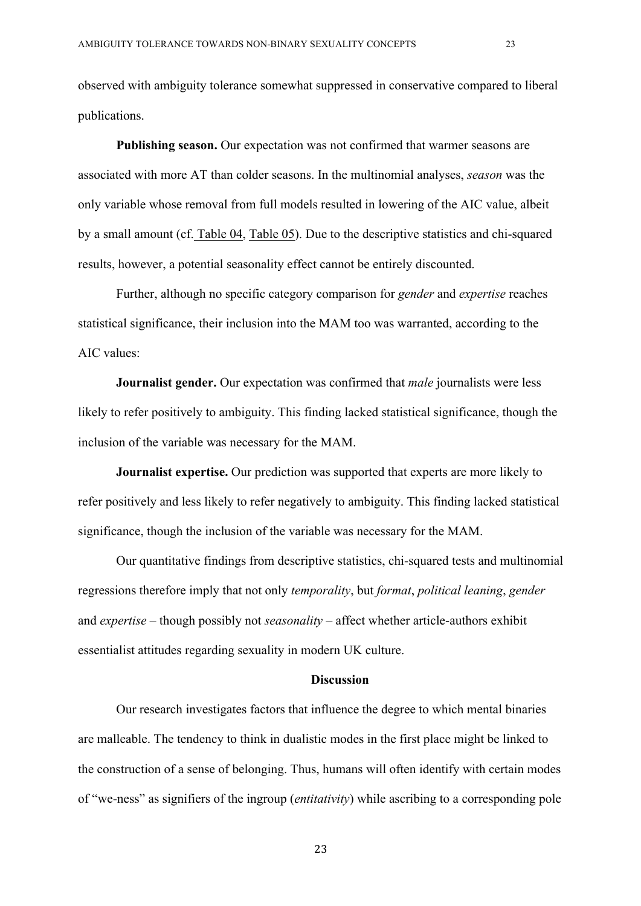observed with ambiguity tolerance somewhat suppressed in conservative compared to liberal publications.

**Publishing season.** Our expectation was not confirmed that warmer seasons are associated with more AT than colder seasons. In the multinomial analyses, *season* was the only variable whose removal from full models resulted in lowering of the AIC value, albeit by a small amount (cf. Table 04, Table 05). Due to the descriptive statistics and chi-squared results, however, a potential seasonality effect cannot be entirely discounted.

Further, although no specific category comparison for *gender* and *expertise* reaches statistical significance, their inclusion into the MAM too was warranted, according to the AIC values:

**Journalist gender.** Our expectation was confirmed that *male* journalists were less likely to refer positively to ambiguity. This finding lacked statistical significance, though the inclusion of the variable was necessary for the MAM.

**Journalist expertise.** Our prediction was supported that experts are more likely to refer positively and less likely to refer negatively to ambiguity. This finding lacked statistical significance, though the inclusion of the variable was necessary for the MAM.

Our quantitative findings from descriptive statistics, chi-squared tests and multinomial regressions therefore imply that not only *temporality*, but *format*, *political leaning*, *gender* and *expertise* – though possibly not *seasonality* – affect whether article-authors exhibit essentialist attitudes regarding sexuality in modern UK culture.

## Discussion

Our research investigates factors that influence the degree to which mental binaries are malleable. The tendency to think in dualistic modes in the first place might be linked to the construction of a sense of belonging. Thus, humans will often identify with certain modes of "we-ness" as signifiers of the ingroup (*entitativity*) while ascribing to a corresponding pole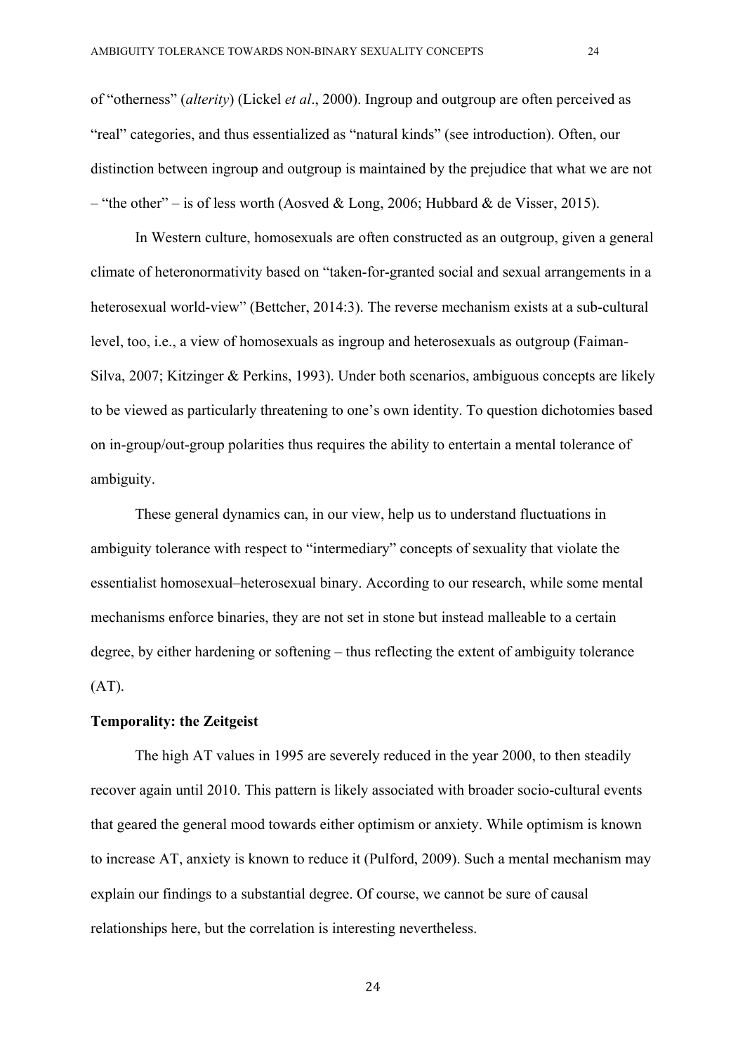of "otherness" (*alterity*) (Lickel *et al*., 2000). Ingroup and outgroup are often perceived as "real" categories, and thus essentialized as "natural kinds" (see introduction). Often, our distinction between ingroup and outgroup is maintained by the prejudice that what we are not – "the other" – is of less worth (Aosved & Long, 2006; Hubbard & de Visser, 2015).

In Western culture, homosexuals are often constructed as an outgroup, given a general climate of heteronormativity based on "taken-for-granted social and sexual arrangements in a heterosexual world-view" (Bettcher, 2014:3). The reverse mechanism exists at a sub-cultural level, too, i.e., a view of homosexuals as ingroup and heterosexuals as outgroup (Faiman-Silva, 2007; Kitzinger & Perkins, 1993). Under both scenarios, ambiguous concepts are likely to be viewed as particularly threatening to one's own identity. To question dichotomies based on in-group/out-group polarities thus requires the ability to entertain a mental tolerance of ambiguity.

These general dynamics can, in our view, help us to understand fluctuations in ambiguity tolerance with respect to "intermediary" concepts of sexuality that violate the essentialist homosexual–heterosexual binary. According to our research, while some mental mechanisms enforce binaries, they are not set in stone but instead malleable to a certain degree, by either hardening or softening – thus reflecting the extent of ambiguity tolerance (AT).

**Temporality: the Zeitgeist**

The high AT values in 1995 are severely reduced in the year 2000, to then steadily recover again until 2010. This pattern is likely associated with broader socio-cultural events that geared the general mood towards either optimism or anxiety. While optimism is known to increase AT, anxiety is known to reduce it (Pulford, 2009). Such a mental mechanism may explain our findings to a substantial degree. Of course, we cannot be sure of causal relationships here, but the correlation is interesting nevertheless.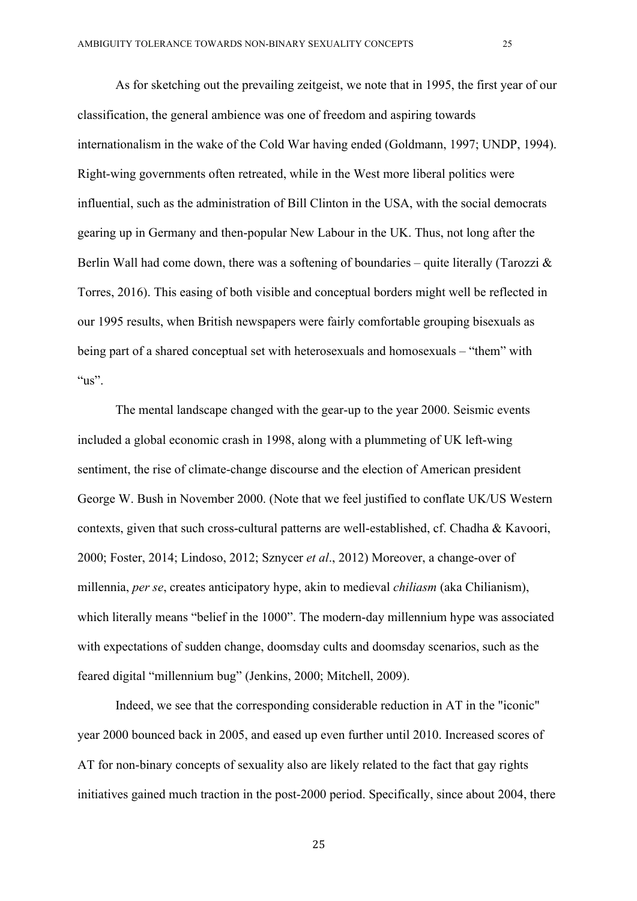As for sketching out the prevailing zeitgeist, we note that in 1995, the first year of our classification, the general ambience was one of freedom and aspiring towards internationalism in the wake of the Cold War having ended (Goldmann, 1997; UNDP, 1994). Right-wing governments often retreated, while in the West more liberal politics were influential, such as the administration of Bill Clinton in the USA, with the social democrats gearing up in Germany and then-popular New Labour in the UK. Thus, not long after the Berlin Wall had come down, there was a softening of boundaries – quite literally (Tarozzi & Torres, 2016). This easing of both visible and conceptual borders might well be reflected in our 1995 results, when British newspapers were fairly comfortable grouping bisexuals as being part of a shared conceptual set with heterosexuals and homosexuals – "them" with "us".

The mental landscape changed with the gear-up to the year 2000. Seismic events included a global economic crash in 1998, along with a plummeting of UK left-wing sentiment, the rise of climate-change discourse and the election of American president George W. Bush in November 2000. (Note that we feel justified to conflate UK/US Western contexts, given that such cross-cultural patterns are well-established, cf. Chadha & Kavoori, 2000; Foster, 2014; Lindoso, 2012; Sznycer *et al*., 2012) Moreover, a change-over of millennia, *per se*, creates anticipatory hype, akin to medieval *chiliasm* (aka Chilianism), which literally means "belief in the 1000". The modern-day millennium hype was associated with expectations of sudden change, doomsday cults and doomsday scenarios, such as the feared digital "millennium bug" (Jenkins, 2000; Mitchell, 2009).

Indeed, we see that the corresponding considerable reduction in AT in the "iconic" year 2000 bounced back in 2005, and eased up even further until 2010. Increased scores of AT for non-binary concepts of sexuality also are likely related to the fact that gay rights initiatives gained much traction in the post-2000 period. Specifically, since about 2004, there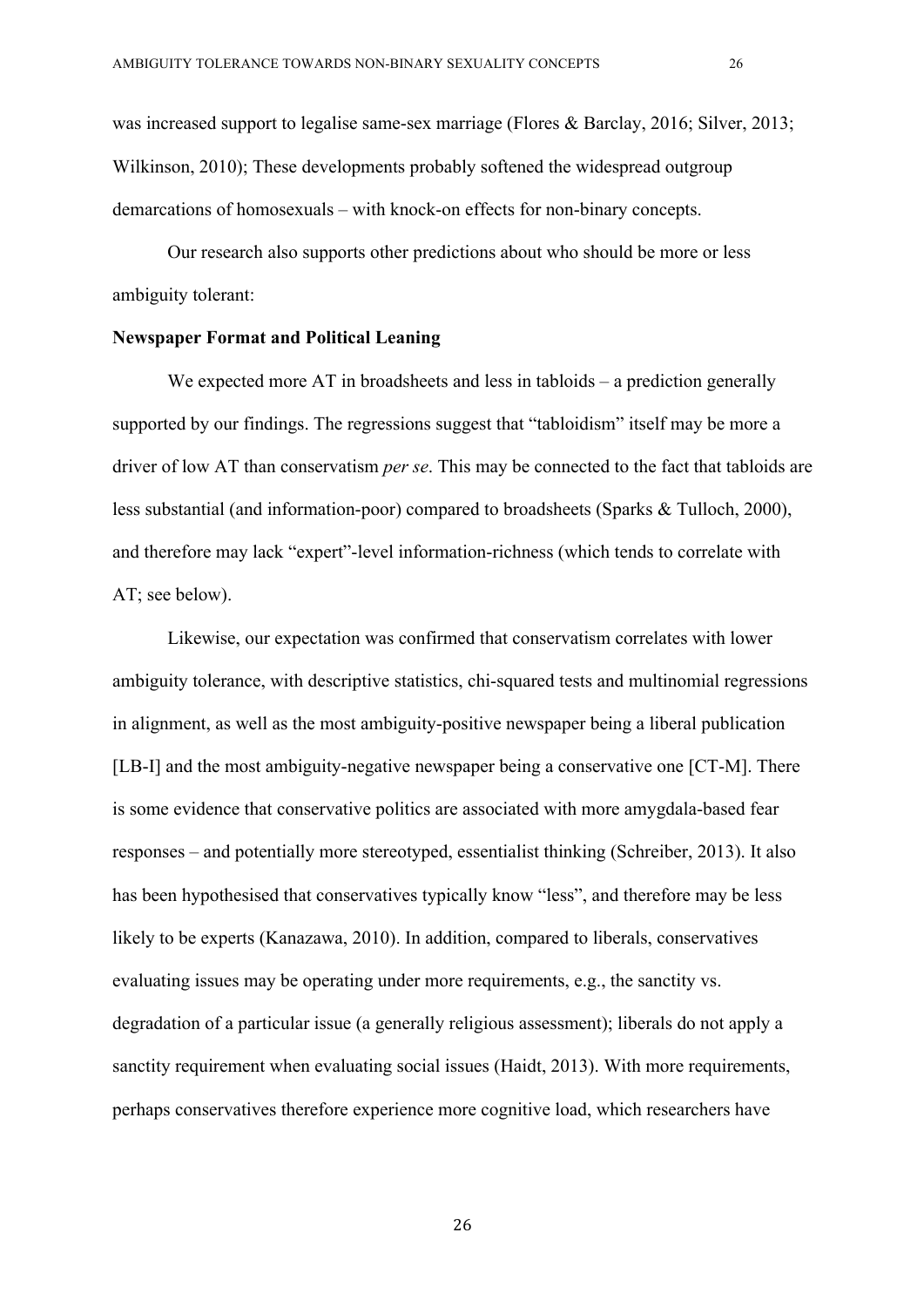was increased support to legalise same-sex marriage (Flores & Barclay, 2016; Silver, 2013; Wilkinson, 2010); These developments probably softened the widespread outgroup demarcations of homosexuals – with knock-on effects for non-binary concepts.

Our research also supports other predictions about who should be more or less ambiguity tolerant:

**Newspaper Format and Political Leaning**

We expected more AT in broadsheets and less in tabloids – a prediction generally supported by our findings. The regressions suggest that "tabloidism" itself may be more a driver of low AT than conservatism *per se*. This may be connected to the fact that tabloids are less substantial (and information-poor) compared to broadsheets (Sparks & Tulloch, 2000), and therefore may lack "expert"-level information-richness (which tends to correlate with AT; see below).

Likewise, our expectation was confirmed that conservatism correlates with lower ambiguity tolerance, with descriptive statistics, chi-squared tests and multinomial regressions in alignment, as well as the most ambiguity-positive newspaper being a liberal publication [LB-I] and the most ambiguity-negative newspaper being a conservative one [CT-M]. There is some evidence that conservative politics are associated with more amygdala-based fear responses – and potentially more stereotyped, essentialist thinking (Schreiber, 2013). It also has been hypothesised that conservatives typically know "less", and therefore may be less likely to be experts (Kanazawa, 2010). In addition, compared to liberals, conservatives evaluating issues may be operating under more requirements, e.g., the sanctity vs. degradation of a particular issue (a generally religious assessment); liberals do not apply a sanctity requirement when evaluating social issues (Haidt, 2013). With more requirements, perhaps conservatives therefore experience more cognitive load, which researchers have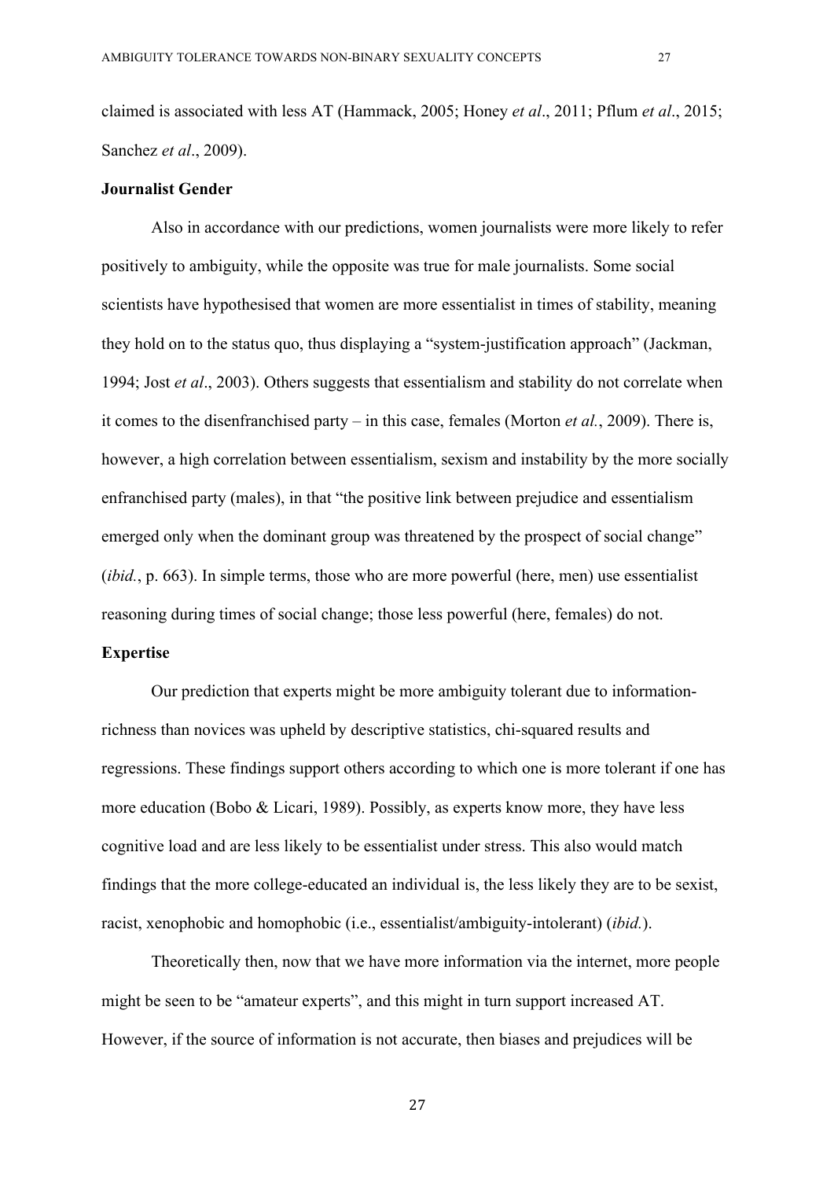claimed is associated with less AT (Hammack, 2005; Honey *et al*., 2011; Pflum *et al*., 2015; Sanchez *et al*., 2009).

**Journalist Gender**

Also in accordance with our predictions, women journalists were more likely to refer positively to ambiguity, while the opposite was true for male journalists. Some social scientists have hypothesised that women are more essentialist in times of stability, meaning they hold on to the status quo, thus displaying a "system-justification approach" (Jackman, 1994; Jost *et al*., 2003). Others suggests that essentialism and stability do not correlate when it comes to the disenfranchised party – in this case, females (Morton *et al.*, 2009). There is, however, a high correlation between essentialism, sexism and instability by the more socially enfranchised party (males), in that "the positive link between prejudice and essentialism emerged only when the dominant group was threatened by the prospect of social change" (*ibid.*, p. 663). In simple terms, those who are more powerful (here, men) use essentialist reasoning during times of social change; those less powerful (here, females) do not.

**Expertise**

Our prediction that experts might be more ambiguity tolerant due to information-richness than novices was upheld by descriptive statistics, chi-squared results and regressions. These findings support others according to which one is more tolerant if one has more education (Bobo & Licari, 1989). Possibly, as experts know more, they have less cognitive load and are less likely to be essentialist under stress. This also would match findings that the more college-educated an individual is, the less likely they are to be sexist, racist, xenophobic and homophobic (i.e., essentialist/ambiguity-intolerant) (*ibid.*).

Theoretically then, now that we have more information via the internet, more people might be seen to be "amateur experts", and this might in turn support increased AT. However, if the source of information is not accurate, then biases and prejudices will be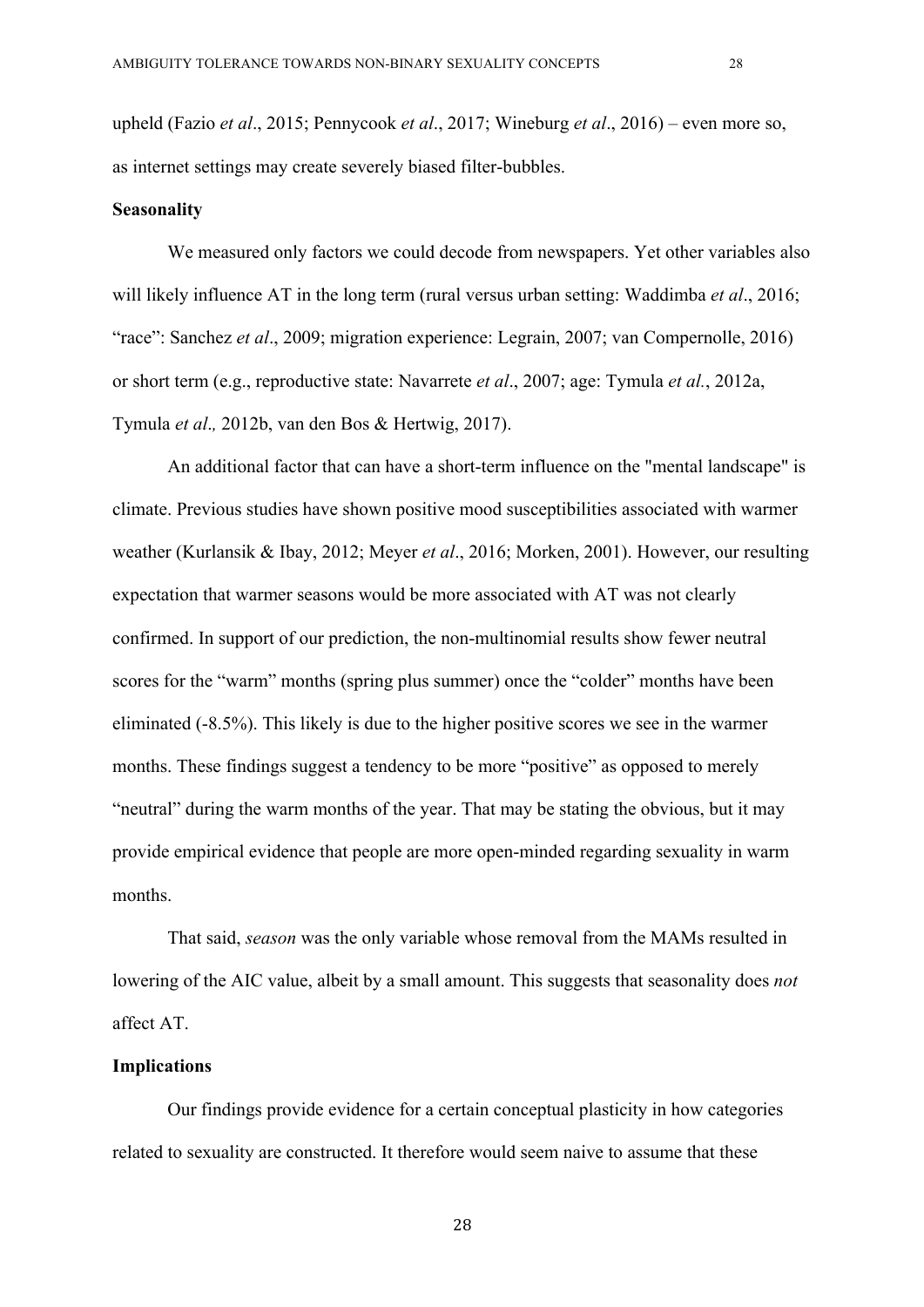upheld (Fazio *et al*., 2015; Pennycook *et al*., 2017; Wineburg *et al*., 2016) – even more so, as internet settings may create severely biased filter-bubbles.

**Seasonality**

We measured only factors we could decode from newspapers. Yet other variables also will likely influence AT in the long term (rural versus urban setting: Waddimba *et al*., 2016; "race": Sanchez *et al*., 2009; migration experience: Legrain, 2007; van Compernolle, 2016) or short term (e.g., reproductive state: Navarrete *et al*., 2007; age: Tymula *et al.*, 2012a, Tymula *et al.,* 2012b, van den Bos & Hertwig, 2017).

An additional factor that can have a short-term influence on the "mental landscape" is climate. Previous studies have shown positive mood susceptibilities associated with warmer weather (Kurlansik & Ibay, 2012; Meyer *et al*., 2016; Morken, 2001). However, our resulting expectation that warmer seasons would be more associated with AT was not clearly confirmed. In support of our prediction, the non-multinomial results show fewer neutral scores for the "warm" months (spring plus summer) once the "colder" months have been eliminated (-8.5%). This likely is due to the higher positive scores we see in the warmer months. These findings suggest a tendency to be more "positive" as opposed to merely "neutral" during the warm months of the year. That may be stating the obvious, but it may provide empirical evidence that people are more open-minded regarding sexuality in warm months.

That said, *season* was the only variable whose removal from the MAMs resulted in lowering of the AIC value, albeit by a small amount. This suggests that seasonality does *not* affect AT.

**Implications**

Our findings provide evidence for a certain conceptual plasticity in how categories related to sexuality are constructed. It therefore would seem naive to assume that these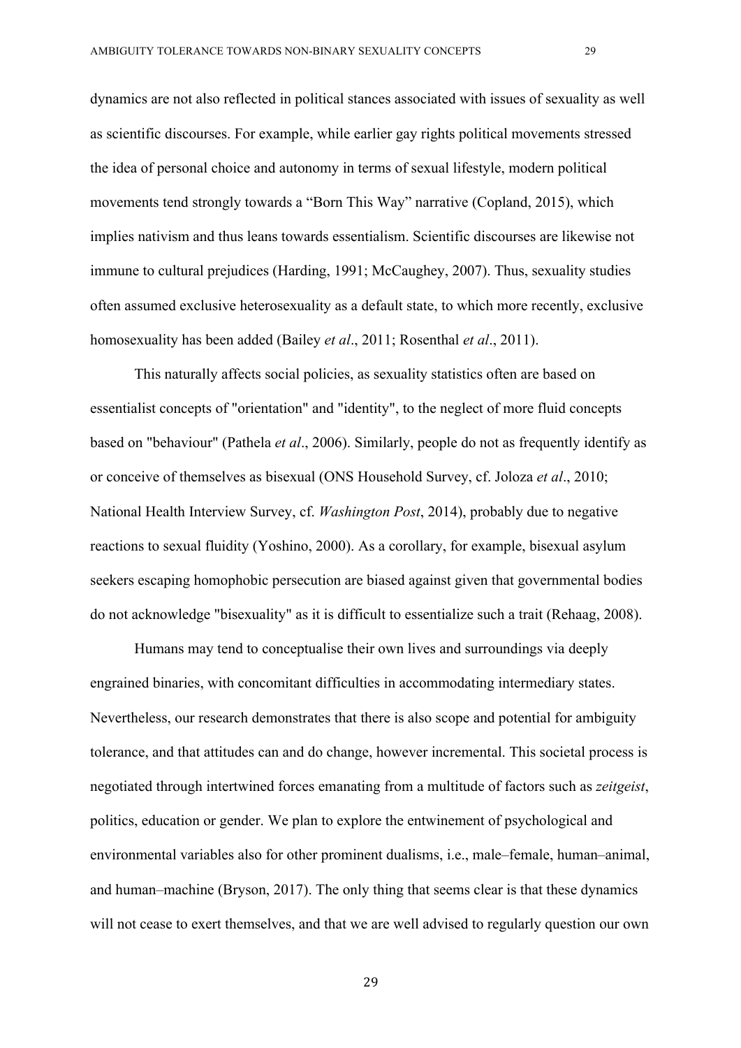dynamics are not also reflected in political stances associated with issues of sexuality as well as scientific discourses. For example, while earlier gay rights political movements stressed the idea of personal choice and autonomy in terms of sexual lifestyle, modern political movements tend strongly towards a "Born This Way" narrative (Copland, 2015), which implies nativism and thus leans towards essentialism. Scientific discourses are likewise not immune to cultural prejudices (Harding, 1991; McCaughey, 2007). Thus, sexuality studies often assumed exclusive heterosexuality as a default state, to which more recently, exclusive homosexuality has been added (Bailey *et al*., 2011; Rosenthal *et al*., 2011).

This naturally affects social policies, as sexuality statistics often are based on essentialist concepts of "orientation" and "identity", to the neglect of more fluid concepts based on "behaviour" (Pathela *et al*., 2006). Similarly, people do not as frequently identify as or conceive of themselves as bisexual (ONS Household Survey, cf. Joloza *et al*., 2010; National Health Interview Survey, cf. *Washington Post*, 2014), probably due to negative reactions to sexual fluidity (Yoshino, 2000). As a corollary, for example, bisexual asylum seekers escaping homophobic persecution are biased against given that governmental bodies do not acknowledge "bisexuality" as it is difficult to essentialize such a trait (Rehaag, 2008).

Humans may tend to conceptualise their own lives and surroundings via deeply engrained binaries, with concomitant difficulties in accommodating intermediary states. Nevertheless, our research demonstrates that there is also scope and potential for ambiguity tolerance, and that attitudes can and do change, however incremental. This societal process is negotiated through intertwined forces emanating from a multitude of factors such as *zeitgeist*, politics, education or gender. We plan to explore the entwinement of psychological and environmental variables also for other prominent dualisms, i.e., male–female, human–animal, and human–machine (Bryson, 2017). The only thing that seems clear is that these dynamics will not cease to exert themselves, and that we are well advised to regularly question our own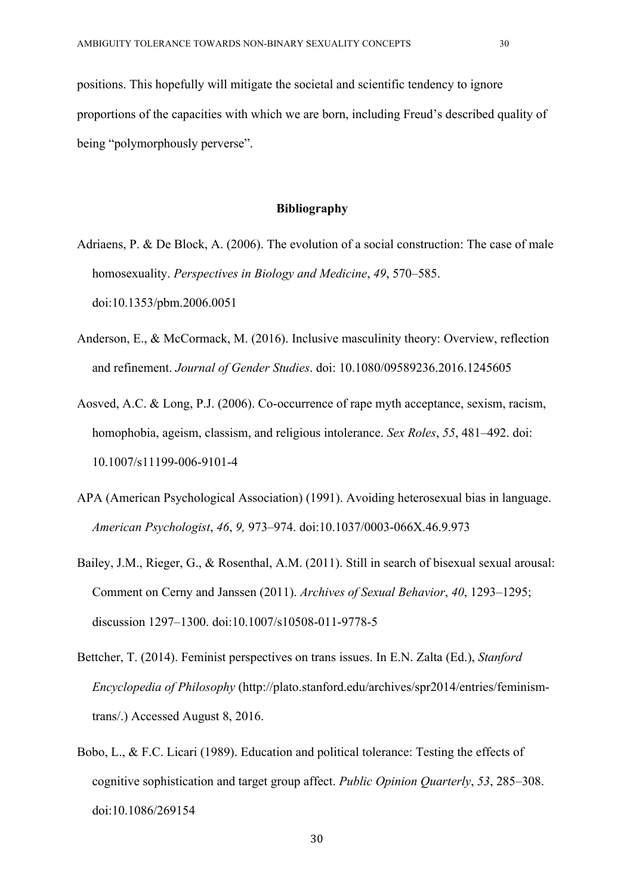positions. This hopefully will mitigate the societal and scientific tendency to ignore proportions of the capacities with which we are born, including Freud's described quality of being "polymorphously perverse".

## Bibliography

Adriaens, P. & De Block, A. (2006). The evolution of a social construction: The case of male homosexuality. *Perspectives in Biology and Medicine*, *49*, 570–585. doi:10.1353/pbm.2006.0051

Anderson, E., & McCormack, M. (2016). Inclusive masculinity theory: Overview, reflection and refinement. *Journal of Gender Studies*. doi: 10.1080/09589236.2016.1245605

Aosved, A.C. & Long, P.J. (2006). Co-occurrence of rape myth acceptance, sexism, racism, homophobia, ageism, classism, and religious intolerance. *Sex Roles*, *55*, 481–492. doi: 10.1007/s11199-006-9101-4

APA (American Psychological Association) (1991). Avoiding heterosexual bias in language. *American Psychologist*, *46*, *9,* 973–974. doi:10.1037/0003-066X.46.9.973

Bailey, J.M., Rieger, G., & Rosenthal, A.M. (2011). Still in search of bisexual sexual arousal: Comment on Cerny and Janssen (2011). *Archives of Sexual Behavior*, *40*, 1293–1295; discussion 1297–1300. doi:10.1007/s10508-011-9778-5

Bettcher, T. (2014). Feminist perspectives on trans issues. In E.N. Zalta (Ed.), *Stanford Encyclopedia of Philosophy* (http://plato.stanford.edu/archives/spr2014/entries/feminism-trans/.) Accessed August 8, 2016.

Bobo, L., & F.C. Licari (1989). Education and political tolerance: Testing the effects of cognitive sophistication and target group affect. *Public Opinion Quarterly*, *53*, 285–308. doi:10.1086/269154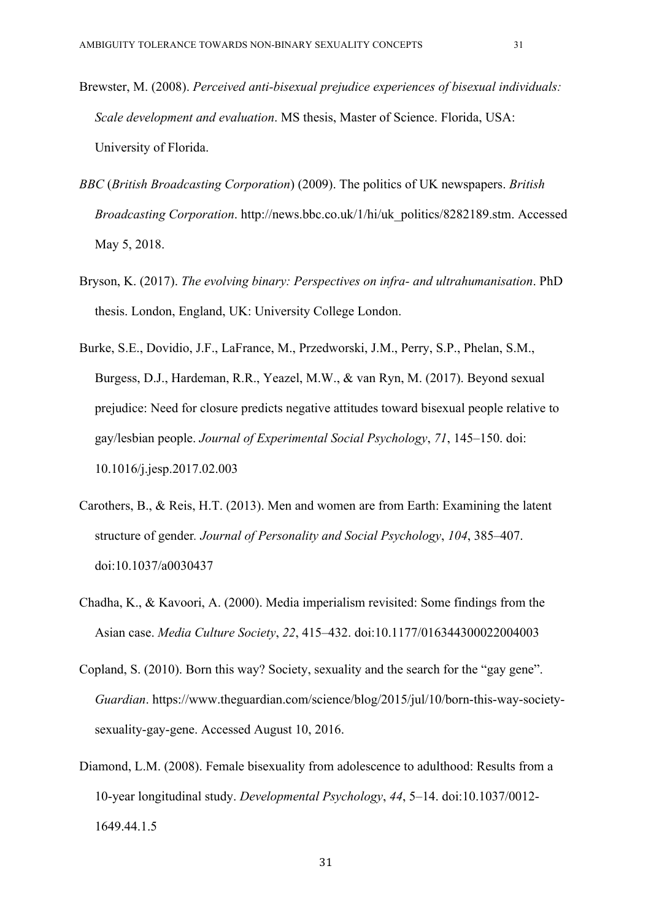Brewster, M. (2008). *Perceived anti-bisexual prejudice experiences of bisexual individuals: Scale development and evaluation*. MS thesis, Master of Science. Florida, USA: University of Florida.

*BBC* (*British Broadcasting Corporation*) (2009). The politics of UK newspapers. *British Broadcasting Corporation*. http://news.bbc.co.uk/1/hi/uk_politics/8282189.stm. Accessed May 5, 2018.

Bryson, K. (2017). *The evolving binary: Perspectives on infra- and ultrahumanisation*. PhD thesis. London, England, UK: University College London.

Burke, S.E., Dovidio, J.F., LaFrance, M., Przedworski, J.M., Perry, S.P., Phelan, S.M., Burgess, D.J., Hardeman, R.R., Yeazel, M.W., & van Ryn, M. (2017). Beyond sexual prejudice: Need for closure predicts negative attitudes toward bisexual people relative to gay/lesbian people. *Journal of Experimental Social Psychology*, *71*, 145–150. doi: 10.1016/j.jesp.2017.02.003

Carothers, B., & Reis, H.T. (2013). Men and women are from Earth: Examining the latent structure of gender. *Journal of Personality and Social Psychology*, *104*, 385–407. doi:10.1037/a0030437

Chadha, K., & Kavoori, A. (2000). Media imperialism revisited: Some findings from the Asian case. *Media Culture Society*, *22*, 415–432. doi:10.1177/016344300022004003

Copland, S. (2010). Born this way? Society, sexuality and the search for the "gay gene". *Guardian*. https://www.theguardian.com/science/blog/2015/jul/10/born-this-way-society-sexuality-gay-gene. Accessed August 10, 2016.

Diamond, L.M. (2008). Female bisexuality from adolescence to adulthood: Results from a 10-year longitudinal study. *Developmental Psychology*, *44*, 5–14. doi:10.1037/0012-1649.44.1.5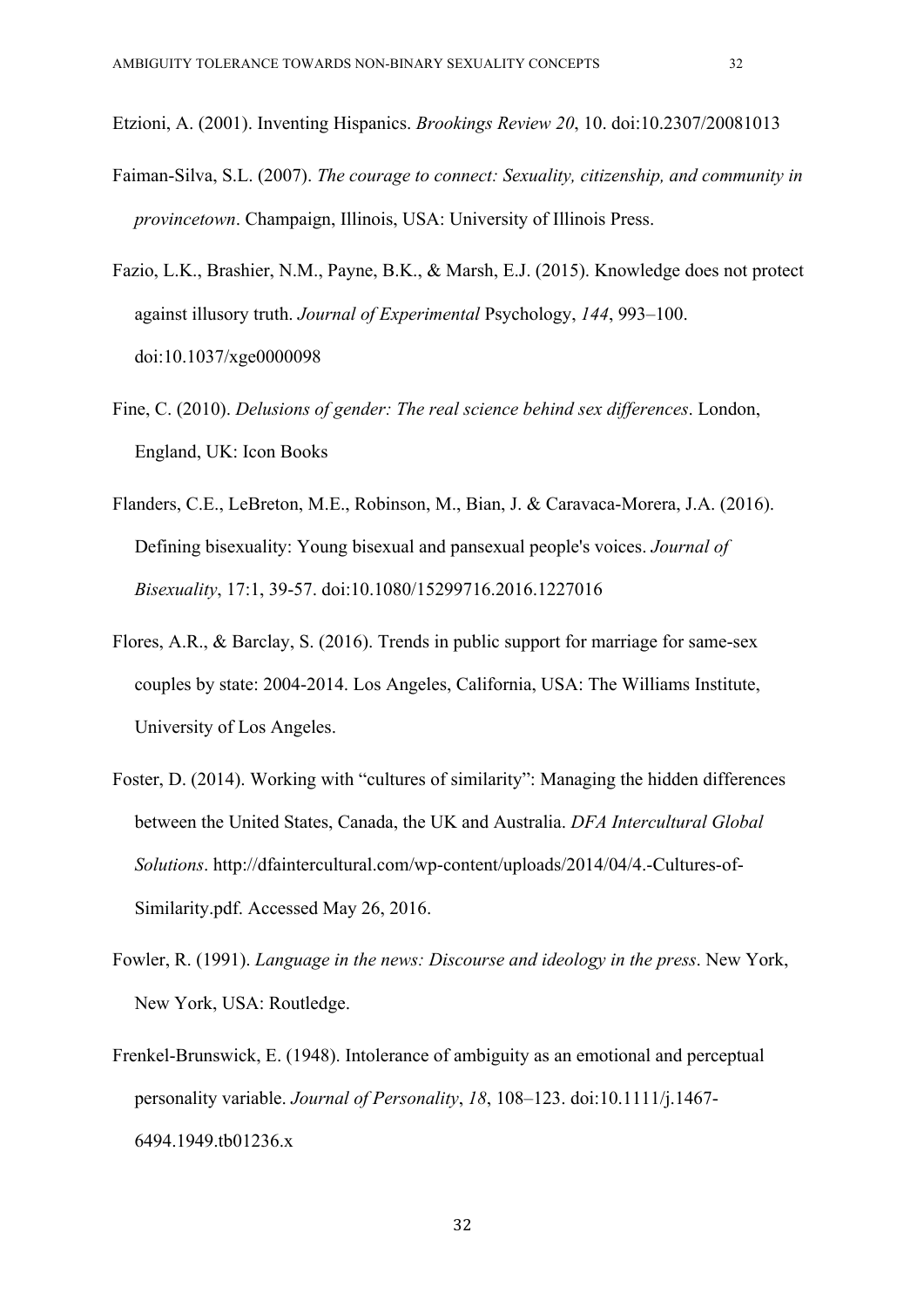Etzioni, A. (2001). Inventing Hispanics. *Brookings Review 20*, 10. doi:10.2307/20081013

Faiman-Silva, S.L. (2007). *The courage to connect: Sexuality, citizenship, and community in provincetown*. Champaign, Illinois, USA: University of Illinois Press.

Fazio, L.K., Brashier, N.M., Payne, B.K., & Marsh, E.J. (2015). Knowledge does not protect against illusory truth. *Journal of Experimental* Psychology, *144*, 993–100. doi:10.1037/xge0000098

Fine, C. (2010). *Delusions of gender: The real science behind sex differences*. London, England, UK: Icon Books

Flanders, C.E., LeBreton, M.E., Robinson, M., Bian, J. & Caravaca-Morera, J.A. (2016). Defining bisexuality: Young bisexual and pansexual people's voices. *Journal of Bisexuality*, 17:1, 39-57. doi:10.1080/15299716.2016.1227016

Flores, A.R., & Barclay, S. (2016). Trends in public support for marriage for same-sex couples by state: 2004-2014. Los Angeles, California, USA: The Williams Institute, University of Los Angeles.

Foster, D. (2014). Working with "cultures of similarity": Managing the hidden differences between the United States, Canada, the UK and Australia. *DFA Intercultural Global Solutions*. http://dfaintercultural.com/wp-content/uploads/2014/04/4.-Cultures-of-Similarity.pdf. Accessed May 26, 2016.

Fowler, R. (1991). *Language in the news: Discourse and ideology in the press*. New York, New York, USA: Routledge.

Frenkel-Brunswick, E. (1948). Intolerance of ambiguity as an emotional and perceptual personality variable. *Journal of Personality*, *18*, 108–123. doi:10.1111/j.1467-6494.1949.tb01236.x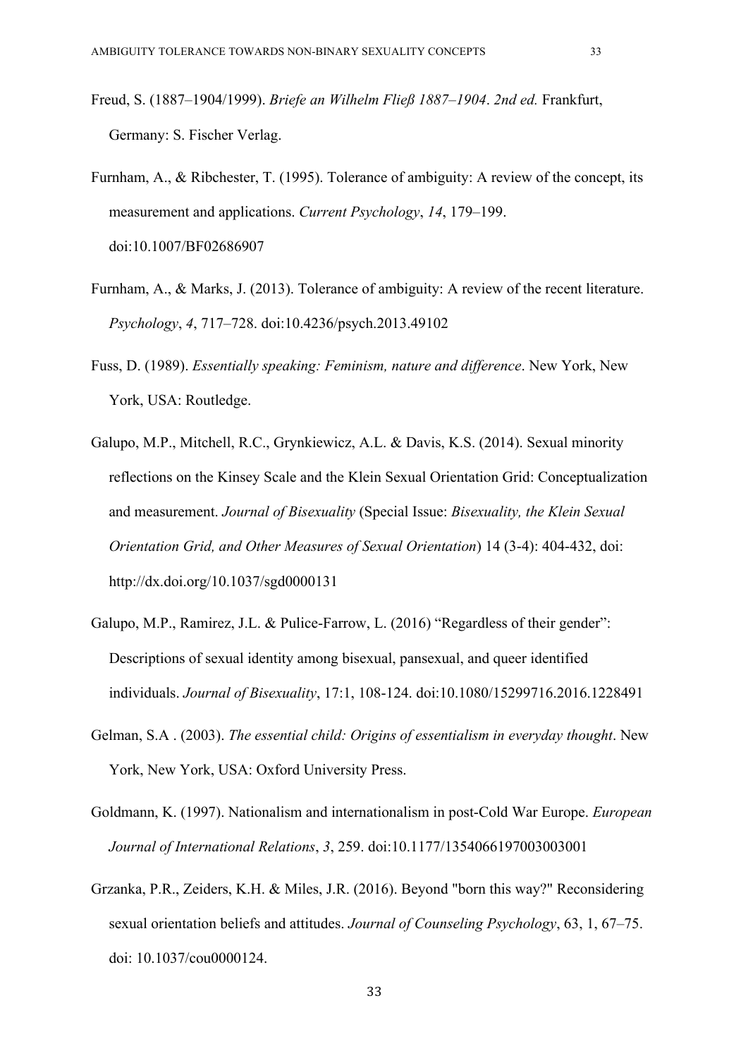Freud, S. (1887–1904/1999). *Briefe an Wilhelm Fließ 1887–1904*. *2nd ed.* Frankfurt, Germany: S. Fischer Verlag.

Furnham, A., & Ribchester, T. (1995). Tolerance of ambiguity: A review of the concept, its measurement and applications. *Current Psychology*, *14*, 179–199. doi:10.1007/BF02686907

Furnham, A., & Marks, J. (2013). Tolerance of ambiguity: A review of the recent literature. *Psychology*, *4*, 717–728. doi:10.4236/psych.2013.49102

Fuss, D. (1989). *Essentially speaking: Feminism, nature and difference*. New York, New York, USA: Routledge.

Galupo, M.P., Mitchell, R.C., Grynkiewicz, A.L. & Davis, K.S. (2014). Sexual minority reflections on the Kinsey Scale and the Klein Sexual Orientation Grid: Conceptualization and measurement. *Journal of Bisexuality* (Special Issue: *Bisexuality, the Klein Sexual Orientation Grid, and Other Measures of Sexual Orientation*) 14 (3-4): 404-432, doi: http://dx.doi.org/10.1037/sgd0000131

Galupo, M.P., Ramirez, J.L. & Pulice-Farrow, L. (2016) "Regardless of their gender": Descriptions of sexual identity among bisexual, pansexual, and queer identified individuals. *Journal of Bisexuality*, 17:1, 108-124. doi:10.1080/15299716.2016.1228491

Gelman, S.A . (2003). *The essential child: Origins of essentialism in everyday thought*. New York, New York, USA: Oxford University Press.

Goldmann, K. (1997). Nationalism and internationalism in post-Cold War Europe. *European Journal of International Relations*, *3*, 259. doi:10.1177/1354066197003003001

Grzanka, P.R., Zeiders, K.H. & Miles, J.R. (2016). Beyond "born this way?" Reconsidering sexual orientation beliefs and attitudes. *Journal of Counseling Psychology*, 63, 1, 67–75. doi: 10.1037/cou0000124.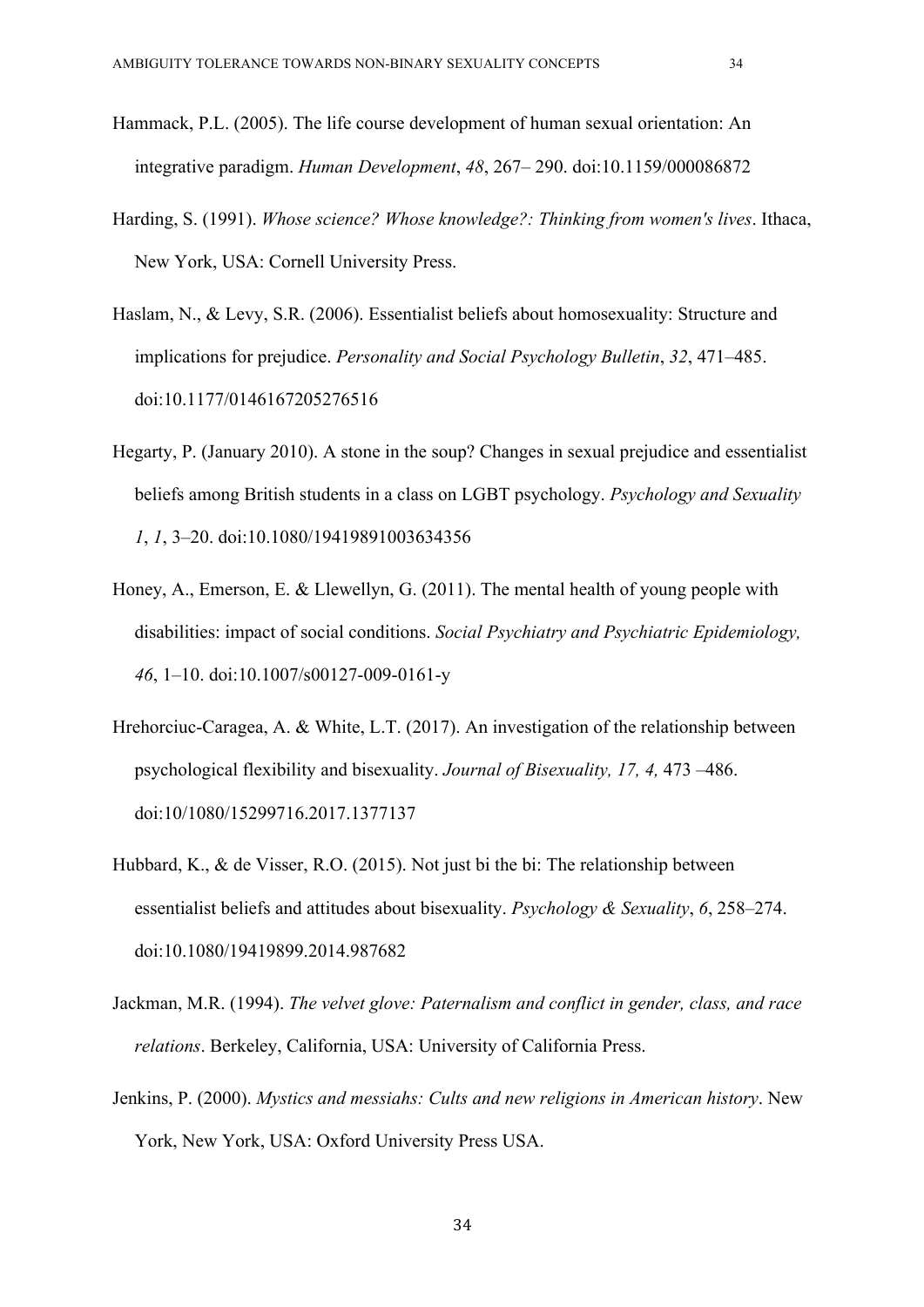Hammack, P.L. (2005). The life course development of human sexual orientation: An integrative paradigm. *Human Development*, *48*, 267– 290. doi:10.1159/000086872

Harding, S. (1991). *Whose science? Whose knowledge?: Thinking from women's lives*. Ithaca, New York, USA: Cornell University Press.

Haslam, N., & Levy, S.R. (2006). Essentialist beliefs about homosexuality: Structure and implications for prejudice. *Personality and Social Psychology Bulletin*, *32*, 471–485. doi:10.1177/0146167205276516

Hegarty, P. (January 2010). A stone in the soup? Changes in sexual prejudice and essentialist beliefs among British students in a class on LGBT psychology. *Psychology and Sexuality 1*, *1*, 3–20. doi:10.1080/19419891003634356

Honey, A., Emerson, E. & Llewellyn, G. (2011). The mental health of young people with disabilities: impact of social conditions. *Social Psychiatry and Psychiatric Epidemiology, 46*, 1–10. doi:10.1007/s00127-009-0161-y

Hrehorciuc-Caragea, A. & White, L.T. (2017). An investigation of the relationship between psychological flexibility and bisexuality. *Journal of Bisexuality, 17, 4,* 473 –486. doi:10/1080/15299716.2017.1377137

Hubbard, K., & de Visser, R.O. (2015). Not just bi the bi: The relationship between essentialist beliefs and attitudes about bisexuality. *Psychology & Sexuality*, *6*, 258–274. doi:10.1080/19419899.2014.987682

Jackman, M.R. (1994). *The velvet glove: Paternalism and conflict in gender, class, and race relations*. Berkeley, California, USA: University of California Press.

Jenkins, P. (2000). *Mystics and messiahs: Cults and new religions in American history*. New York, New York, USA: Oxford University Press USA.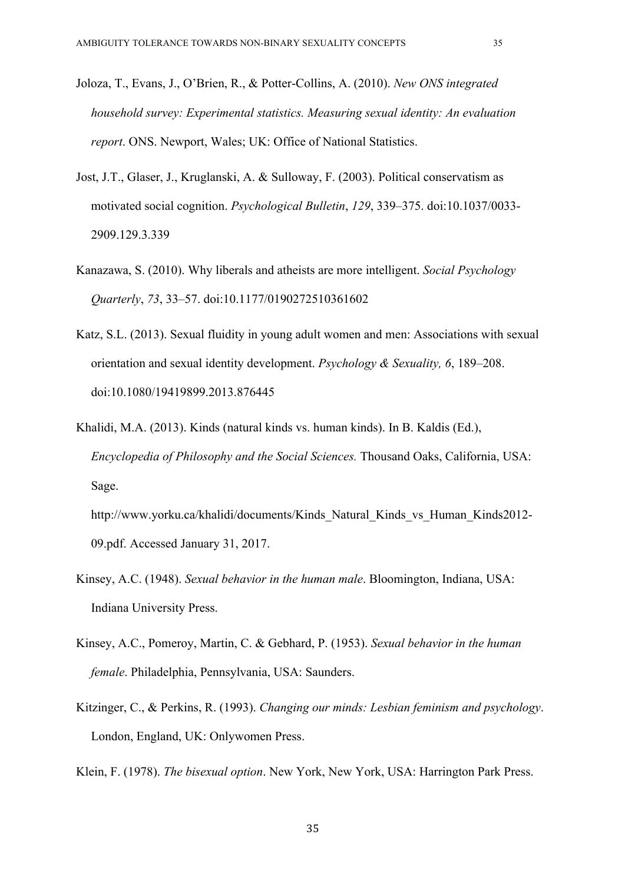Joloza, T., Evans, J., O'Brien, R., & Potter-Collins, A. (2010). *New ONS integrated household survey: Experimental statistics. Measuring sexual identity: An evaluation report*. ONS. Newport, Wales; UK: Office of National Statistics.

Jost, J.T., Glaser, J., Kruglanski, A. & Sulloway, F. (2003). Political conservatism as motivated social cognition. *Psychological Bulletin*, *129*, 339–375. doi:10.1037/0033-2909.129.3.339

Kanazawa, S. (2010). Why liberals and atheists are more intelligent. *Social Psychology Quarterly*, *73*, 33–57. doi:10.1177/0190272510361602

Katz, S.L. (2013). Sexual fluidity in young adult women and men: Associations with sexual orientation and sexual identity development. *Psychology & Sexuality, 6*, 189–208. doi:10.1080/19419899.2013.876445

Khalidi, M.A. (2013). Kinds (natural kinds vs. human kinds). In B. Kaldis (Ed.), *Encyclopedia of Philosophy and the Social Sciences.* Thousand Oaks, California, USA: Sage.
http://www.yorku.ca/khalidi/documents/Kinds_Natural_Kinds_vs_Human_Kinds2012-09.pdf. Accessed January 31, 2017.

Kinsey, A.C. (1948). *Sexual behavior in the human male*. Bloomington, Indiana, USA: Indiana University Press.

Kinsey, A.C., Pomeroy, Martin, C. & Gebhard, P. (1953). *Sexual behavior in the human female*. Philadelphia, Pennsylvania, USA: Saunders.

Kitzinger, C., & Perkins, R. (1993). *Changing our minds: Lesbian feminism and psychology*. London, England, UK: Onlywomen Press.

Klein, F. (1978). *The bisexual option*. New York, New York, USA: Harrington Park Press.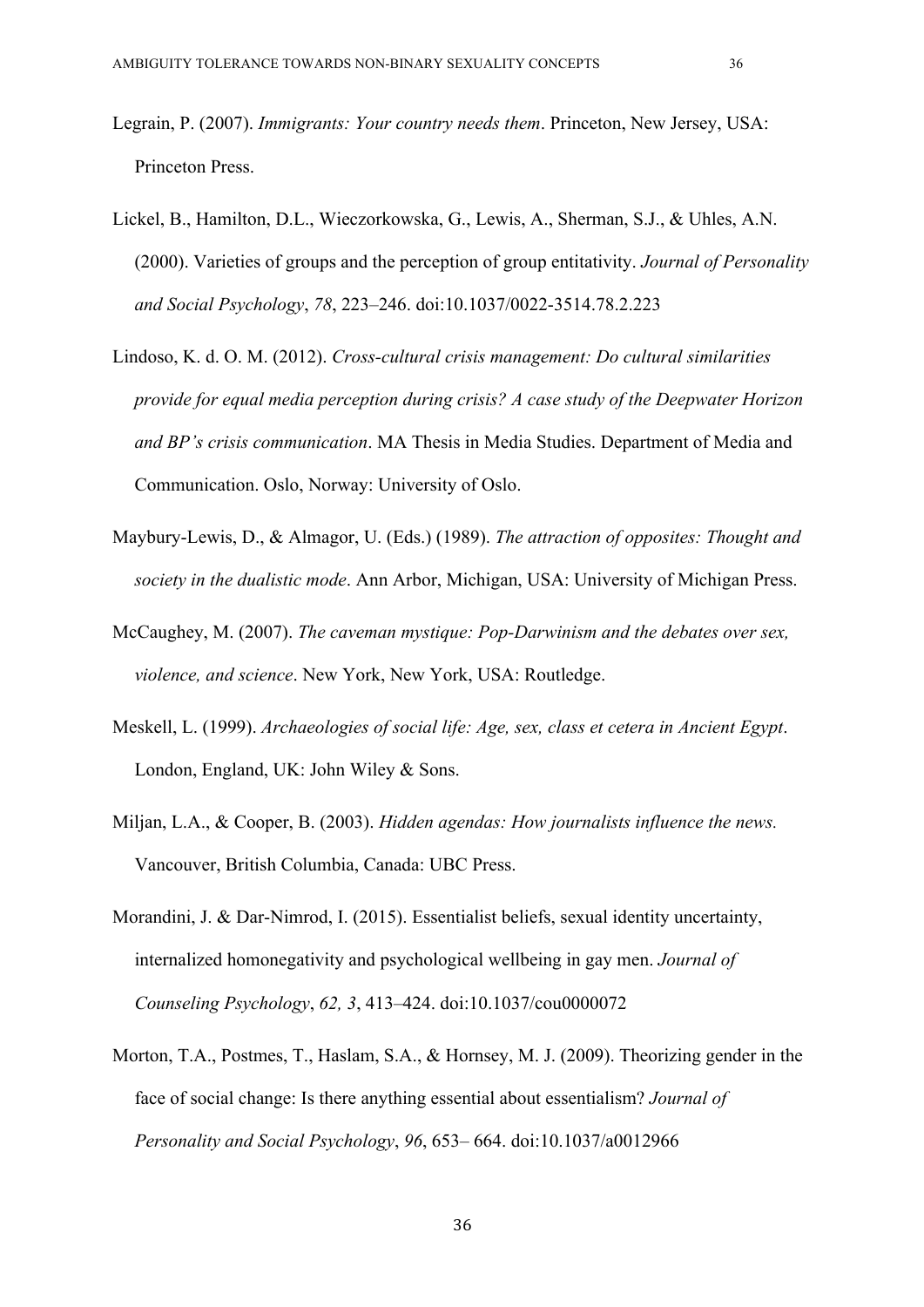Legrain, P. (2007). *Immigrants: Your country needs them*. Princeton, New Jersey, USA: Princeton Press.

Lickel, B., Hamilton, D.L., Wieczorkowska, G., Lewis, A., Sherman, S.J., & Uhles, A.N. (2000). Varieties of groups and the perception of group entitativity. *Journal of Personality and Social Psychology*, *78*, 223–246. doi:10.1037/0022-3514.78.2.223

Lindoso, K. d. O. M. (2012). *Cross-cultural crisis management: Do cultural similarities provide for equal media perception during crisis? A case study of the Deepwater Horizon and BP's crisis communication*. MA Thesis in Media Studies. Department of Media and Communication. Oslo, Norway: University of Oslo.

Maybury-Lewis, D., & Almagor, U. (Eds.) (1989). *The attraction of opposites: Thought and society in the dualistic mode*. Ann Arbor, Michigan, USA: University of Michigan Press.

McCaughey, M. (2007). *The caveman mystique: Pop-Darwinism and the debates over sex, violence, and science*. New York, New York, USA: Routledge.

Meskell, L. (1999). *Archaeologies of social life: Age, sex, class et cetera in Ancient Egypt*. London, England, UK: John Wiley & Sons.

Miljan, L.A., & Cooper, B. (2003). *Hidden agendas: How journalists influence the news.* Vancouver, British Columbia, Canada: UBC Press.

Morandini, J. & Dar-Nimrod, I. (2015). Essentialist beliefs, sexual identity uncertainty, internalized homonegativity and psychological wellbeing in gay men. *Journal of Counseling Psychology*, *62, 3*, 413–424. doi:10.1037/cou0000072

Morton, T.A., Postmes, T., Haslam, S.A., & Hornsey, M. J. (2009). Theorizing gender in the face of social change: Is there anything essential about essentialism? *Journal of Personality and Social Psychology*, *96*, 653– 664. doi:10.1037/a0012966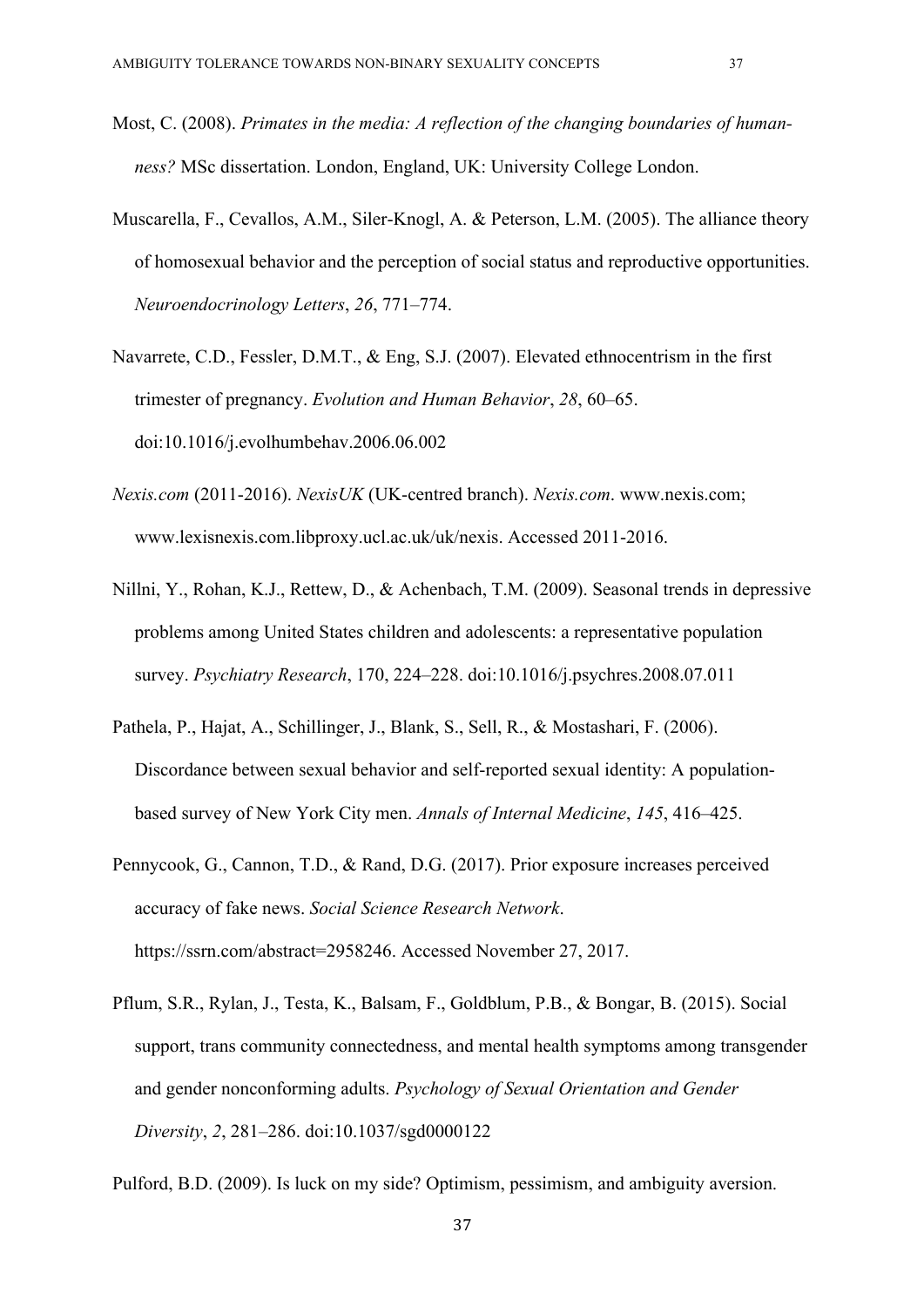Most, C. (2008). *Primates in the media: A reflection of the changing boundaries of human-ness?* MSc dissertation. London, England, UK: University College London.

Muscarella, F., Cevallos, A.M., Siler-Knogl, A. & Peterson, L.M. (2005). The alliance theory of homosexual behavior and the perception of social status and reproductive opportunities. *Neuroendocrinology Letters*, *26*, 771–774.

Navarrete, C.D., Fessler, D.M.T., & Eng, S.J. (2007). Elevated ethnocentrism in the first trimester of pregnancy. *Evolution and Human Behavior*, *28*, 60–65. doi:10.1016/j.evolhumbehav.2006.06.002

*Nexis.com* (2011-2016). *NexisUK* (UK-centred branch). *Nexis.com*. www.nexis.com; www.lexisnexis.com.libproxy.ucl.ac.uk/uk/nexis. Accessed 2011-2016.

Nillni, Y., Rohan, K.J., Rettew, D., & Achenbach, T.M. (2009). Seasonal trends in depressive problems among United States children and adolescents: a representative population survey. *Psychiatry Research*, 170, 224–228. doi:10.1016/j.psychres.2008.07.011

Pathela, P., Hajat, A., Schillinger, J., Blank, S., Sell, R., & Mostashari, F. (2006). Discordance between sexual behavior and self-reported sexual identity: A population-based survey of New York City men. *Annals of Internal Medicine*, *145*, 416–425.

Pennycook, G., Cannon, T.D., & Rand, D.G. (2017). Prior exposure increases perceived accuracy of fake news. *Social Science Research Network*. https://ssrn.com/abstract=2958246. Accessed November 27, 2017.

Pflum, S.R., Rylan, J., Testa, K., Balsam, F., Goldblum, P.B., & Bongar, B. (2015). Social support, trans community connectedness, and mental health symptoms among transgender and gender nonconforming adults. *Psychology of Sexual Orientation and Gender Diversity*, *2*, 281–286. doi:10.1037/sgd0000122

Pulford, B.D. (2009). Is luck on my side? Optimism, pessimism, and ambiguity aversion.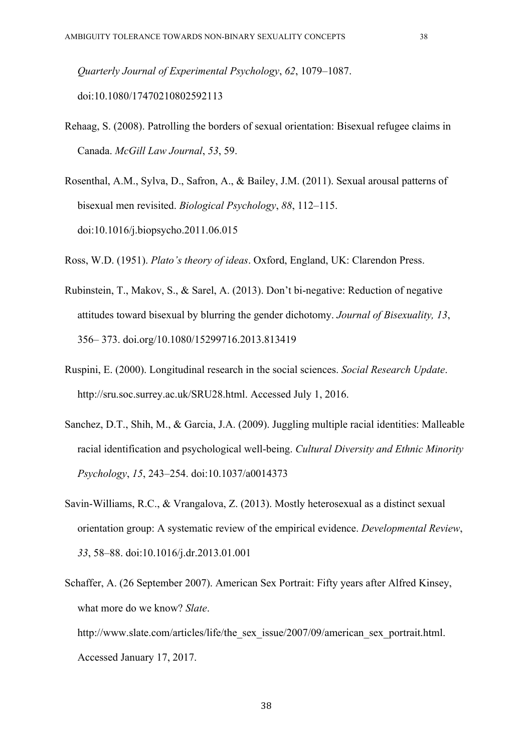*Quarterly Journal of Experimental Psychology*, *62*, 1079–1087. doi:10.1080/17470210802592113

Rehaag, S. (2008). Patrolling the borders of sexual orientation: Bisexual refugee claims in Canada. *McGill Law Journal*, *53*, 59.

Rosenthal, A.M., Sylva, D., Safron, A., & Bailey, J.M. (2011). Sexual arousal patterns of bisexual men revisited. *Biological Psychology*, *88*, 112–115. doi:10.1016/j.biopsycho.2011.06.015

Ross, W.D. (1951). *Plato's theory of ideas*. Oxford, England, UK: Clarendon Press.

Rubinstein, T., Makov, S., & Sarel, A. (2013). Don't bi-negative: Reduction of negative attitudes toward bisexual by blurring the gender dichotomy. *Journal of Bisexuality, 13*, 356– 373. doi.org/10.1080/15299716.2013.813419

Ruspini, E. (2000). Longitudinal research in the social sciences. *Social Research Update*. http://sru.soc.surrey.ac.uk/SRU28.html. Accessed July 1, 2016.

Sanchez, D.T., Shih, M., & Garcia, J.A. (2009). Juggling multiple racial identities: Malleable racial identification and psychological well-being. *Cultural Diversity and Ethnic Minority Psychology*, *15*, 243–254. doi:10.1037/a0014373

Savin-Williams, R.C., & Vrangalova, Z. (2013). Mostly heterosexual as a distinct sexual orientation group: A systematic review of the empirical evidence. *Developmental Review*, *33*, 58–88. doi:10.1016/j.dr.2013.01.001

Schaffer, A. (26 September 2007). American Sex Portrait: Fifty years after Alfred Kinsey, what more do we know? *Slate*. http://www.slate.com/articles/life/the_sex_issue/2007/09/american_sex_portrait.html. Accessed January 17, 2017.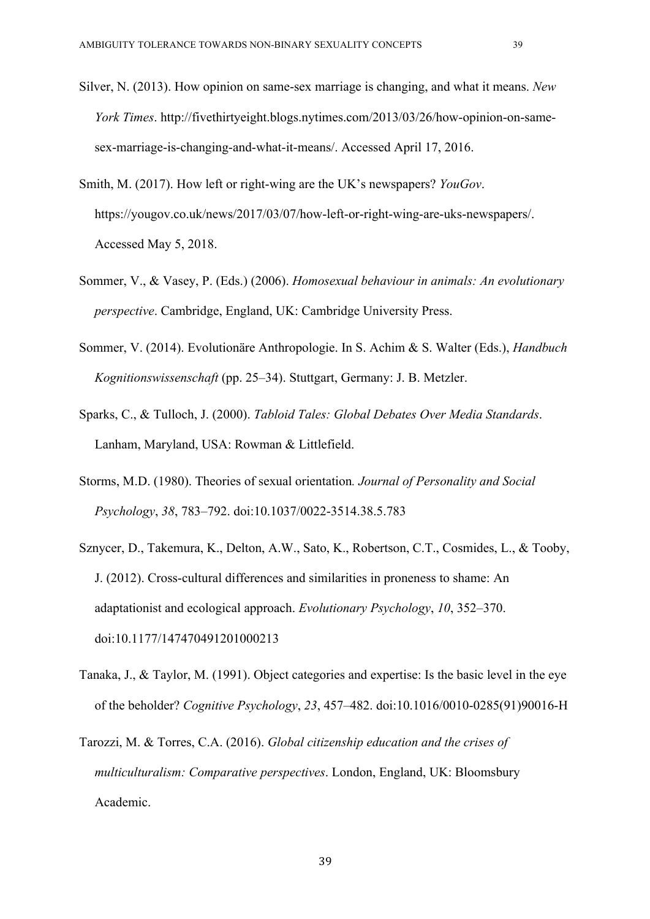Silver, N. (2013). How opinion on same-sex marriage is changing, and what it means. *New York Times*. http://fivethirtyeight.blogs.nytimes.com/2013/03/26/how-opinion-on-same-sex-marriage-is-changing-and-what-it-means/. Accessed April 17, 2016.

Smith, M. (2017). How left or right-wing are the UK's newspapers? *YouGov*. https://yougov.co.uk/news/2017/03/07/how-left-or-right-wing-are-uks-newspapers/. Accessed May 5, 2018.

Sommer, V., & Vasey, P. (Eds.) (2006). *Homosexual behaviour in animals: An evolutionary perspective*. Cambridge, England, UK: Cambridge University Press.

Sommer, V. (2014). Evolutionäre Anthropologie. In S. Achim & S. Walter (Eds.), *Handbuch Kognitionswissenschaft* (pp. 25–34). Stuttgart, Germany: J. B. Metzler.

Sparks, C., & Tulloch, J. (2000). *Tabloid Tales: Global Debates Over Media Standards*. Lanham, Maryland, USA: Rowman & Littlefield.

Storms, M.D. (1980). Theories of sexual orientation*. Journal of Personality and Social Psychology*, *38*, 783–792. doi:10.1037/0022-3514.38.5.783

Sznycer, D., Takemura, K., Delton, A.W., Sato, K., Robertson, C.T., Cosmides, L., & Tooby, J. (2012). Cross-cultural differences and similarities in proneness to shame: An adaptationist and ecological approach. *Evolutionary Psychology*, *10*, 352–370. doi:10.1177/147470491201000213

Tanaka, J., & Taylor, M. (1991). Object categories and expertise: Is the basic level in the eye of the beholder? *Cognitive Psychology*, *23*, 457–482. doi:10.1016/0010-0285(91)90016-H

Tarozzi, M. & Torres, C.A. (2016). *Global citizenship education and the crises of multiculturalism: Comparative perspectives*. London, England, UK: Bloomsbury Academic.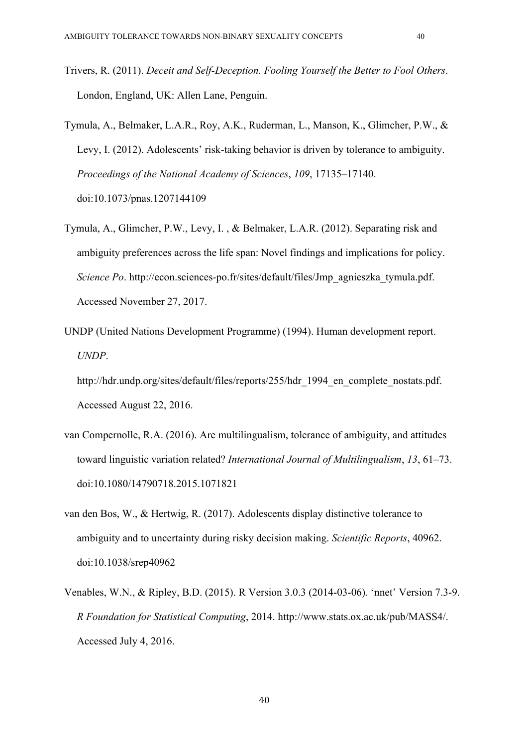Trivers, R. (2011). *Deceit and Self-Deception. Fooling Yourself the Better to Fool Others*. London, England, UK: Allen Lane, Penguin.

Tymula, A., Belmaker, L.A.R., Roy, A.K., Ruderman, L., Manson, K., Glimcher, P.W., & Levy, I. (2012). Adolescents' risk-taking behavior is driven by tolerance to ambiguity. *Proceedings of the National Academy of Sciences*, *109*, 17135–17140. doi:10.1073/pnas.1207144109

Tymula, A., Glimcher, P.W., Levy, I. , & Belmaker, L.A.R. (2012). Separating risk and ambiguity preferences across the life span: Novel findings and implications for policy. *Science Po*. http://econ.sciences-po.fr/sites/default/files/Jmp_agnieszka_tymula.pdf. Accessed November 27, 2017.

UNDP (United Nations Development Programme) (1994). Human development report. *UNDP*. http://hdr.undp.org/sites/default/files/reports/255/hdr_1994_en_complete_nostats.pdf. Accessed August 22, 2016.

van Compernolle, R.A. (2016). Are multilingualism, tolerance of ambiguity, and attitudes toward linguistic variation related? *International Journal of Multilingualism*, *13*, 61–73. doi:10.1080/14790718.2015.1071821

van den Bos, W., & Hertwig, R. (2017). Adolescents display distinctive tolerance to ambiguity and to uncertainty during risky decision making. *Scientific Reports*, 40962. doi:10.1038/srep40962

Venables, W.N., & Ripley, B.D. (2015). R Version 3.0.3 (2014-03-06). 'nnet' Version 7.3-9. *R Foundation for Statistical Computing*, 2014. http://www.stats.ox.ac.uk/pub/MASS4/. Accessed July 4, 2016.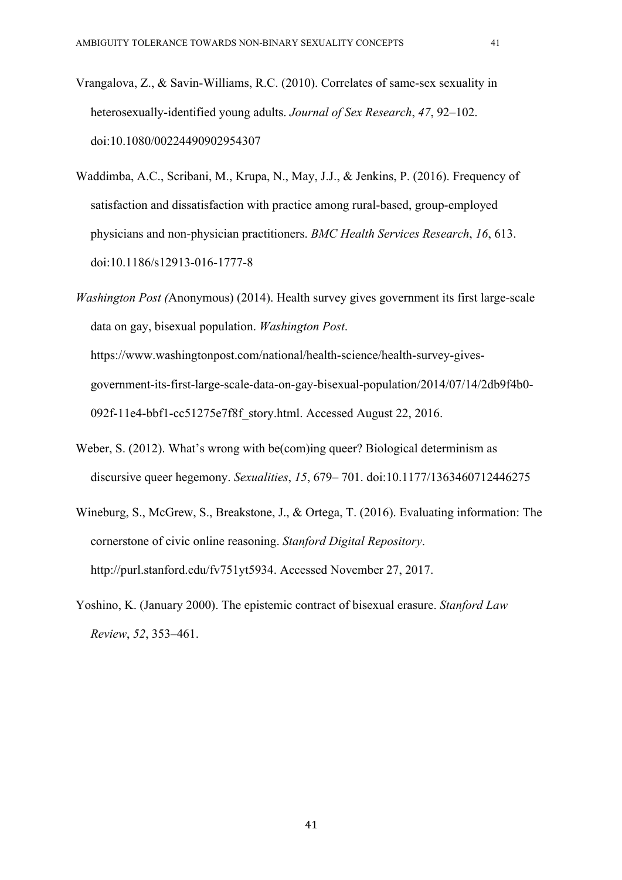Vrangalova, Z., & Savin-Williams, R.C. (2010). Correlates of same-sex sexuality in heterosexually-identified young adults. *Journal of Sex Research*, *47*, 92–102. doi:10.1080/00224490902954307

Waddimba, A.C., Scribani, M., Krupa, N., May, J.J., & Jenkins, P. (2016). Frequency of satisfaction and dissatisfaction with practice among rural-based, group-employed physicians and non-physician practitioners. *BMC Health Services Research*, *16*, 613. doi:10.1186/s12913-016-1777-8

*Washington Post (*Anonymous) (2014). Health survey gives government its first large-scale data on gay, bisexual population. *Washington Post*. https://www.washingtonpost.com/national/health-science/health-survey-gives-government-its-first-large-scale-data-on-gay-bisexual-population/2014/07/14/2db9f4b0-092f-11e4-bbf1-cc51275e7f8f_story.html. Accessed August 22, 2016.

Weber, S. (2012). What's wrong with be(com)ing queer? Biological determinism as discursive queer hegemony. *Sexualities*, *15*, 679– 701. doi:10.1177/1363460712446275

Wineburg, S., McGrew, S., Breakstone, J., & Ortega, T. (2016). Evaluating information: The cornerstone of civic online reasoning. *Stanford Digital Repository*. http://purl.stanford.edu/fv751yt5934. Accessed November 27, 2017.

Yoshino, K. (January 2000). The epistemic contract of bisexual erasure. *Stanford Law Review*, *52*, 353–461.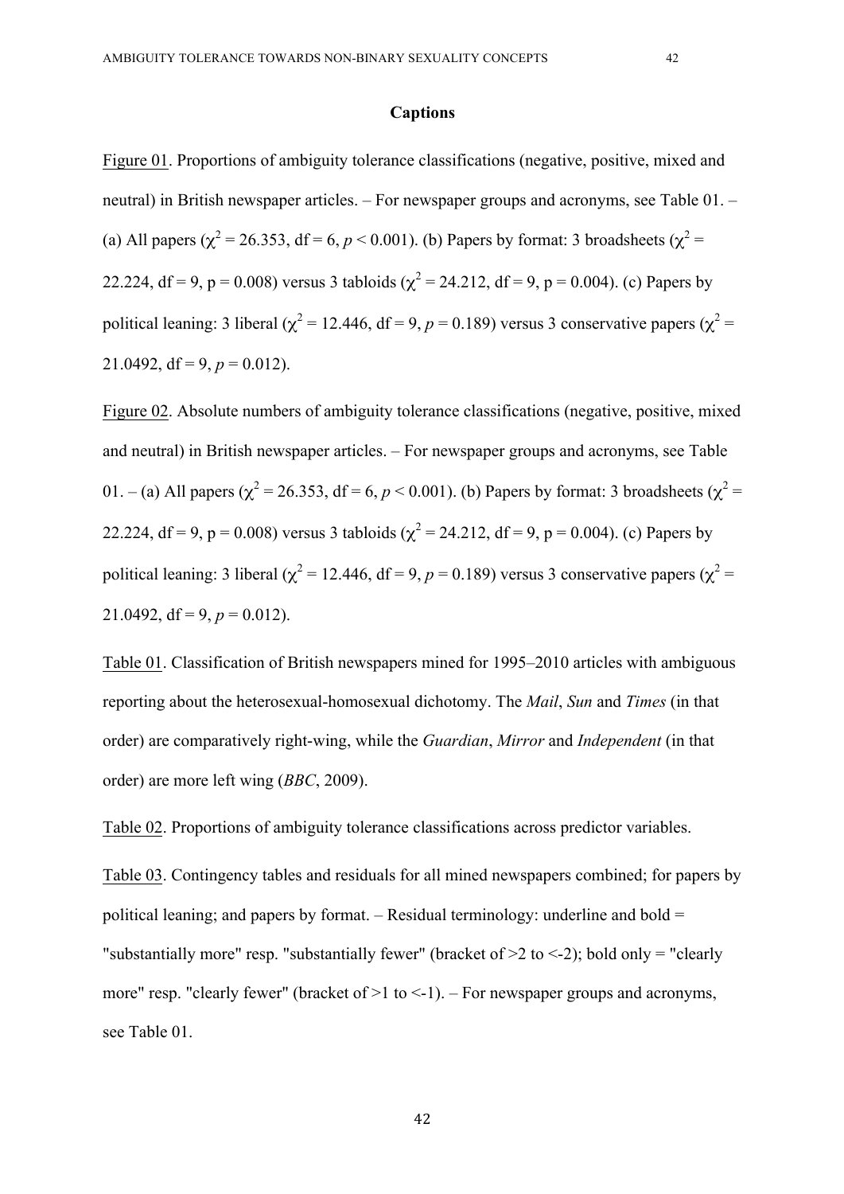# Captions

Figure 01. Proportions of ambiguity tolerance classifications (negative, positive, mixed and neutral) in British newspaper articles. – For newspaper groups and acronyms, see Table 01. – (a) All papers ($\chi^2$ = 26.353, df = 6, $p$ < 0.001). (b) Papers by format: 3 broadsheets ($\chi^2$ = 22.224, df = 9, p = 0.008) versus 3 tabloids ($\chi^2$ = 24.212, df = 9, p = 0.004). (c) Papers by political leaning: 3 liberal ($\chi^2$ = 12.446, df = 9, $p$ = 0.189) versus 3 conservative papers ($\chi^2$ = 21.0492, df = 9, $p$ = 0.012).

Figure 02. Absolute numbers of ambiguity tolerance classifications (negative, positive, mixed and neutral) in British newspaper articles. – For newspaper groups and acronyms, see Table 01. – (a) All papers ($\chi^2$ = 26.353, df = 6, $p$ < 0.001). (b) Papers by format: 3 broadsheets ($\chi^2$ = 22.224, df = 9, p = 0.008) versus 3 tabloids ($\chi^2$ = 24.212, df = 9, p = 0.004). (c) Papers by political leaning: 3 liberal ($\chi^2$ = 12.446, df = 9, $p$ = 0.189) versus 3 conservative papers ($\chi^2$ = 21.0492, df = 9, $p$ = 0.012).

Table 01. Classification of British newspapers mined for 1995–2010 articles with ambiguous reporting about the heterosexual-homosexual dichotomy. The *Mail*, *Sun* and *Times* (in that order) are comparatively right-wing, while the *Guardian*, *Mirror* and *Independent* (in that order) are more left wing (*BBC*, 2009).

Table 02. Proportions of ambiguity tolerance classifications across predictor variables.

Table 03. Contingency tables and residuals for all mined newspapers combined; for papers by political leaning; and papers by format. – Residual terminology: underline and bold = "substantially more" resp. "substantially fewer" (bracket of >2 to <-2); bold only = "clearly more" resp. "clearly fewer" (bracket of >1 to <-1). – For newspaper groups and acronyms, see Table 01.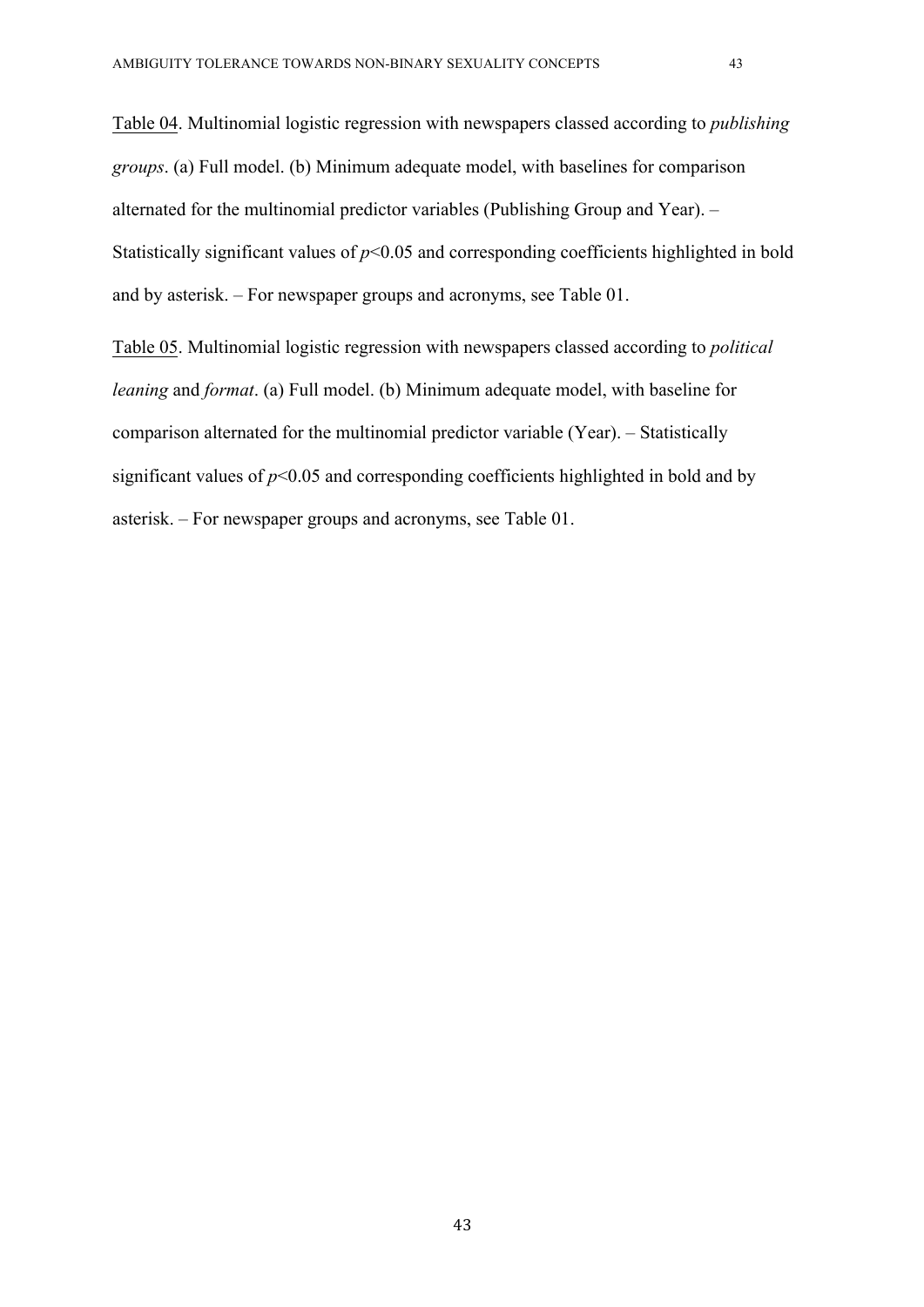Table 04. Multinomial logistic regression with newspapers classed according to *publishing groups*. (a) Full model. (b) Minimum adequate model, with baselines for comparison alternated for the multinomial predictor variables (Publishing Group and Year). – Statistically significant values of $p<0.05$ and corresponding coefficients highlighted in bold and by asterisk. – For newspaper groups and acronyms, see Table 01.

Table 05. Multinomial logistic regression with newspapers classed according to *political leaning* and *format*. (a) Full model. (b) Minimum adequate model, with baseline for comparison alternated for the multinomial predictor variable (Year). – Statistically significant values of $p<0.05$ and corresponding coefficients highlighted in bold and by asterisk. – For newspaper groups and acronyms, see Table 01.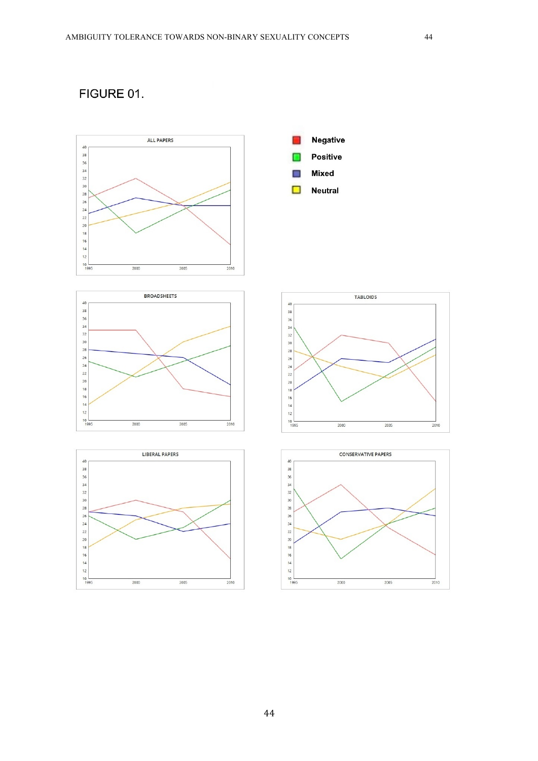FIGURE 01.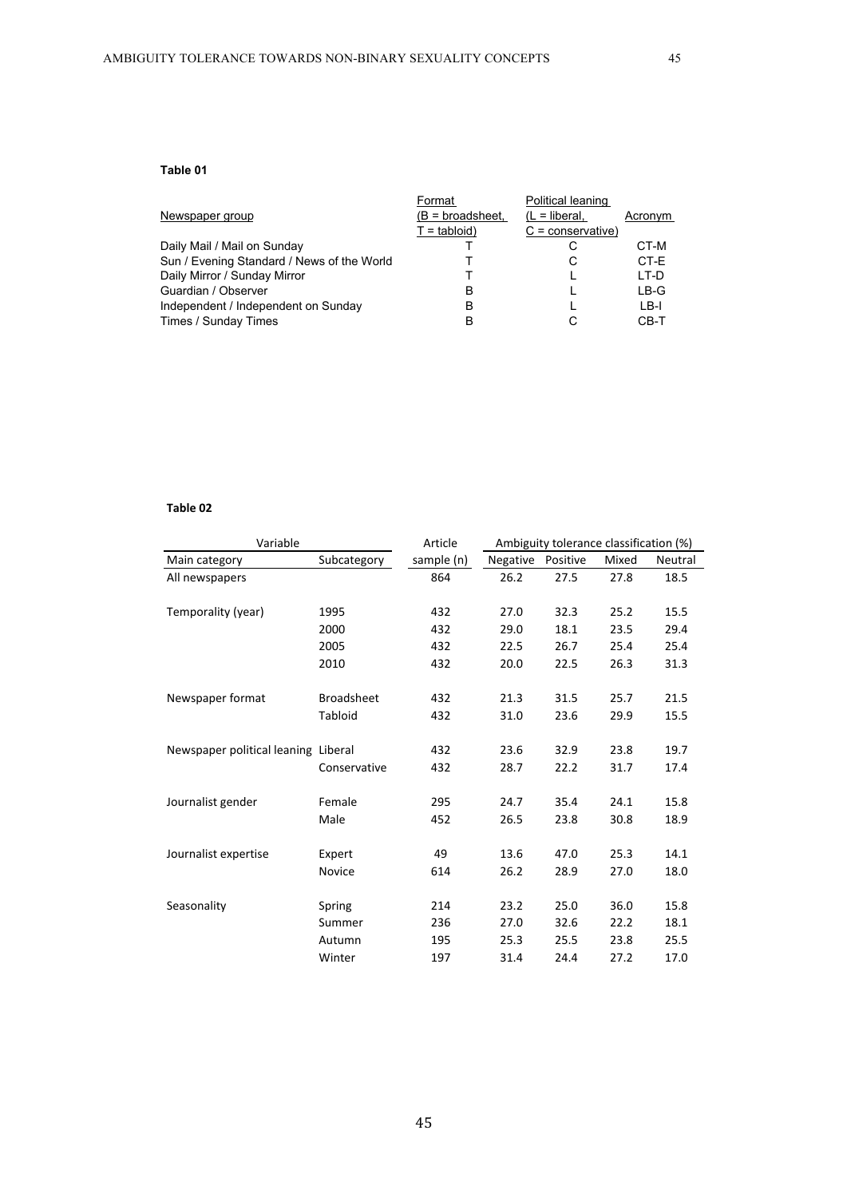**Table 01**

| Newspaper group | Format (B = broadsheet, T = tabloid) | Political leaning (L = liberal, C = conservative) | Acronym |
|---|---|---|---|
| Daily Mail / Mail on Sunday | T | C | CT-M |
| Sun / Evening Standard / News of the World | T | C | CT-E |
| Daily Mirror / Sunday Mirror | T | L | LT-D |
| Guardian / Observer | B | L | LB-G |
| Independent / Independent on Sunday | B | L | LB-I |
| Times / Sunday Times | B | C | CB-T |

**Table 02**

| Variable | | Article | Ambiguity tolerance classification (%) | | | |
|---|---|---|---|---|---|---|
| Main category | Subcategory | sample (n) | Negative | Positive | Mixed | Neutral |
| All newspapers | | 864 | 26.2 | 27.5 | 27.8 | 18.5 |
| Temporality (year) | 1995 | 432 | 27.0 | 32.3 | 25.2 | 15.5 |
| | 2000 | 432 | 29.0 | 18.1 | 23.5 | 29.4 |
| | 2005 | 432 | 22.5 | 26.7 | 25.4 | 25.4 |
| | 2010 | 432 | 20.0 | 22.5 | 26.3 | 31.3 |
| Newspaper format | Broadsheet | 432 | 21.3 | 31.5 | 25.7 | 21.5 |
| | Tabloid | 432 | 31.0 | 23.6 | 29.9 | 15.5 |
| Newspaper political leaning | Liberal | 432 | 23.6 | 32.9 | 23.8 | 19.7 |
| | Conservative | 432 | 28.7 | 22.2 | 31.7 | 17.4 |
| Journalist gender | Female | 295 | 24.7 | 35.4 | 24.1 | 15.8 |
| | Male | 452 | 26.5 | 23.8 | 30.8 | 18.9 |
| Journalist expertise | Expert | 49 | 13.6 | 47.0 | 25.3 | 14.1 |
| | Novice | 614 | 26.2 | 28.9 | 27.0 | 18.0 |
| Seasonality | Spring | 214 | 23.2 | 25.0 | 36.0 | 15.8 |
| | Summer | 236 | 27.0 | 32.6 | 22.2 | 18.1 |
| | Autumn | 195 | 25.3 | 25.5 | 23.8 | 25.5 |
| | Winter | 197 | 31.4 | 24.4 | 27.2 | 17.0 |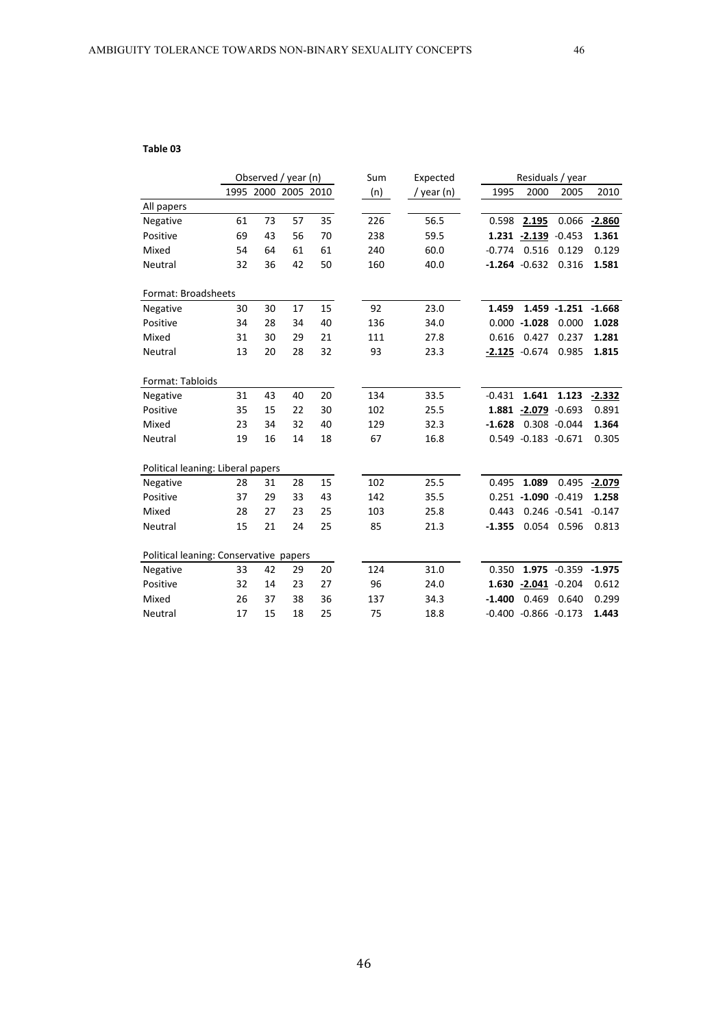**Table 03**

| | Observed / year (n) | | | | Sum | Expected | Residuals / year | | | |
|---|---|---|---|---|---|---|---|---|---|---|
| | 1995 | 2000 | 2005 | 2010 | (n) | / year (n) | 1995 | 2000 | 2005 | 2010 |
| All papers | | | | | | | | | | |
| Negative | 61 | 73 | 57 | 35 | 226 | 56.5 | 0.598 | **2.195** | 0.066 | **-2.860** |
| Positive | 69 | 43 | 56 | 70 | 238 | 59.5 | **1.231** | **-2.139** | -0.453 | **1.361** |
| Mixed | 54 | 64 | 61 | 61 | 240 | 60.0 | -0.774 | 0.516 | 0.129 | 0.129 |
| Neutral | 32 | 36 | 42 | 50 | 160 | 40.0 | **-1.264** | -0.632 | 0.316 | **1.581** |
| Format: Broadsheets | | | | | | | | | | |
| Negative | 30 | 30 | 17 | 15 | 92 | 23.0 | **1.459** | **1.459** | **-1.251** | **-1.668** |
| Positive | 34 | 28 | 34 | 40 | 136 | 34.0 | 0.000 | **-1.028** | 0.000 | **1.028** |
| Mixed | 31 | 30 | 29 | 21 | 111 | 27.8 | 0.616 | 0.427 | 0.237 | **1.281** |
| Neutral | 13 | 20 | 28 | 32 | 93 | 23.3 | **-2.125** | -0.674 | 0.985 | **1.815** |
| Format: Tabloids | | | | | | | | | | |
| Negative | 31 | 43 | 40 | 20 | 134 | 33.5 | -0.431 | **1.641** | **1.123** | **-2.332** |
| Positive | 35 | 15 | 22 | 30 | 102 | 25.5 | **1.881** | **-2.079** | -0.693 | 0.891 |
| Mixed | 23 | 34 | 32 | 40 | 129 | 32.3 | **-1.628** | 0.308 | -0.044 | **1.364** |
| Neutral | 19 | 16 | 14 | 18 | 67 | 16.8 | 0.549 | -0.183 | -0.671 | 0.305 |
| Political leaning: Liberal papers | | | | | | | | | | |
| Negative | 28 | 31 | 28 | 15 | 102 | 25.5 | 0.495 | **1.089** | 0.495 | **-2.079** |
| Positive | 37 | 29 | 33 | 43 | 142 | 35.5 | 0.251 | **-1.090** | -0.419 | **1.258** |
| Mixed | 28 | 27 | 23 | 25 | 103 | 25.8 | 0.443 | 0.246 | -0.541 | -0.147 |
| Neutral | 15 | 21 | 24 | 25 | 85 | 21.3 | **-1.355** | 0.054 | 0.596 | 0.813 |
| Political leaning: Conservative papers | | | | | | | | | | |
| Negative | 33 | 42 | 29 | 20 | 124 | 31.0 | 0.350 | **1.975** | -0.359 | **-1.975** |
| Positive | 32 | 14 | 23 | 27 | 96 | 24.0 | **1.630** | **-2.041** | -0.204 | 0.612 |
| Mixed | 26 | 37 | 38 | 36 | 137 | 34.3 | **-1.400** | 0.469 | 0.640 | 0.299 |
| Neutral | 17 | 15 | 18 | 25 | 75 | 18.8 | -0.400 | -0.866 | -0.173 | **1.443** |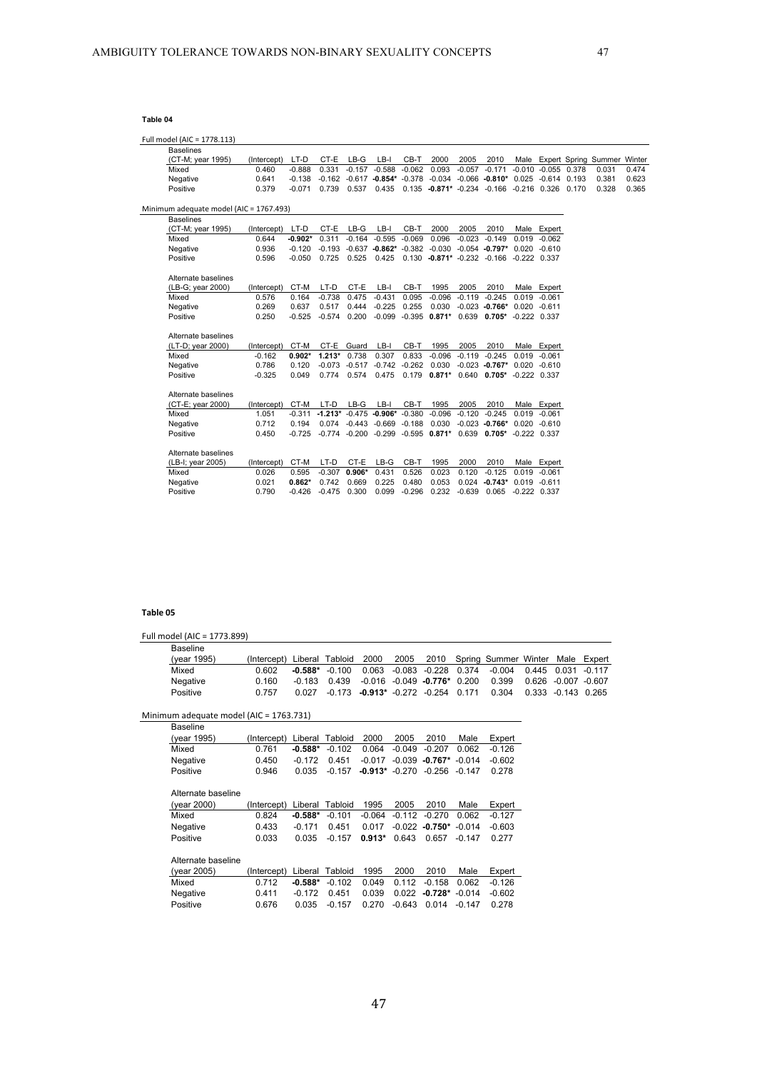**Table 04**

Full model (AIC = 1778.113)

| Baselines (CT-M; year 1995) | (Intercept) | LT-D | CT-E | LB-G | LB-I | CB-T | 2000 | 2005 | 2010 | Male | Expert | Spring | Summer | Winter |
|---|---|---|---|---|---|---|---|---|---|---|---|---|---|---|
| Mixed | 0.460 | -0.888 | 0.331 | -0.157 | -0.588 | -0.062 | 0.093 | -0.057 | -0.171 | -0.010 | -0.055 | 0.378 | 0.031 | 0.474 |
| Negative | 0.641 | -0.138 | -0.162 | -0.617 | **-0.854*** | -0.378 | -0.034 | -0.066 | **-0.810*** | 0.025 | -0.614 | 0.193 | 0.381 | 0.623 |
| Positive | 0.379 | -0.071 | 0.739 | 0.537 | 0.435 | 0.135 | **-0.871*** | -0.234 | -0.166 | -0.216 | 0.326 | 0.170 | 0.328 | 0.365 |

Minimum adequate model (AIC = 1767.493)

| Baselines (CT-M; year 1995) | (Intercept) | LT-D | CT-E | LB-G | LB-I | CB-T | 2000 | 2005 | 2010 | Male | Expert |
|---|---|---|---|---|---|---|---|---|---|---|---|
| Mixed | 0.644 | **-0.902*** | 0.311 | -0.164 | -0.595 | -0.069 | 0.096 | -0.023 | -0.149 | 0.019 | -0.062 |
| Negative | 0.936 | -0.120 | -0.193 | -0.637 | **-0.862*** | -0.382 | -0.030 | -0.054 | **-0.797*** | 0.020 | -0.610 |
| Positive | 0.596 | -0.050 | 0.725 | 0.525 | 0.425 | 0.130 | **-0.871*** | -0.232 | -0.166 | -0.222 | 0.337 |

| Alternate baselines (LB-G; year 2000) | (Intercept) | CT-M | LT-D | CT-E | LB-I | CB-T | 1995 | 2005 | 2010 | Male | Expert |
|---|---|---|---|---|---|---|---|---|---|---|---|
| Mixed | 0.576 | 0.164 | -0.738 | 0.475 | -0.431 | 0.095 | -0.096 | -0.119 | -0.245 | 0.019 | -0.061 |
| Negative | 0.269 | 0.637 | 0.517 | 0.444 | -0.225 | 0.255 | 0.030 | -0.023 | **-0.766*** | 0.020 | -0.611 |
| Positive | 0.250 | -0.525 | -0.574 | 0.200 | -0.099 | -0.395 | **0.871*** | 0.639 | **0.705*** | -0.222 | 0.337 |

| Alternate baselines (LT-D; year 2000) | (Intercept) | CT-M | CT-E | Guard | LB-I | CB-T | 1995 | 2005 | 2010 | Male | Expert |
|---|---|---|---|---|---|---|---|---|---|---|---|
| Mixed | -0.162 | **0.902*** | **1.213*** | 0.738 | 0.307 | 0.833 | -0.096 | -0.119 | -0.245 | 0.019 | -0.061 |
| Negative | 0.786 | 0.120 | -0.073 | -0.517 | -0.742 | -0.262 | 0.030 | -0.023 | **-0.767*** | 0.020 | -0.610 |
| Positive | -0.325 | 0.049 | 0.774 | 0.574 | 0.475 | 0.179 | **0.871*** | 0.640 | **0.705*** | -0.222 | 0.337 |

| Alternate baselines (CT-E; year 2000) | (Intercept) | CT-M | LT-D | LB-G | LB-I | CB-T | 1995 | 2005 | 2010 | Male | Expert |
|---|---|---|---|---|---|---|---|---|---|---|---|
| Mixed | 1.051 | -0.311 | **-1.213*** | -0.475 | **-0.906*** | -0.380 | -0.096 | -0.120 | -0.245 | 0.019 | -0.061 |
| Negative | 0.712 | 0.194 | 0.074 | -0.443 | -0.669 | -0.188 | 0.030 | -0.023 | **-0.766*** | 0.020 | -0.610 |
| Positive | 0.450 | -0.725 | -0.774 | -0.200 | -0.299 | -0.595 | **0.871*** | 0.639 | **0.705*** | -0.222 | 0.337 |

| Alternate baselines (LB-I; year 2005) | (Intercept) | CT-M | LT-D | CT-E | LB-G | CB-T | 1995 | 2000 | 2010 | Male | Expert |
|---|---|---|---|---|---|---|---|---|---|---|---|
| Mixed | 0.026 | 0.595 | -0.307 | **0.906*** | 0.431 | 0.526 | 0.023 | 0.120 | -0.125 | 0.019 | -0.061 |
| Negative | 0.021 | **0.862*** | 0.742 | 0.669 | 0.225 | 0.480 | 0.053 | 0.024 | **-0.743*** | 0.019 | -0.611 |
| Positive | 0.790 | -0.426 | -0.475 | 0.300 | 0.099 | -0.296 | 0.232 | -0.639 | 0.065 | -0.222 | 0.337 |

**Table 05**

Full model (AIC = 1773.899)

| Baseline (year 1995) | (Intercept) | Liberal | Tabloid | 2000 | 2005 | 2010 | Spring | Summer | Winter | Male | Expert |
|---|---|---|---|---|---|---|---|---|---|---|---|
| Mixed | 0.602 | **-0.588*** | -0.100 | 0.063 | -0.083 | -0.228 | 0.374 | -0.004 | 0.445 | 0.031 | -0.117 |
| Negative | 0.160 | -0.183 | 0.439 | -0.016 | -0.049 | **-0.776*** | 0.200 | 0.399 | 0.626 | -0.007 | -0.607 |
| Positive | 0.757 | 0.027 | -0.173 | **-0.913*** | -0.272 | -0.254 | 0.171 | 0.304 | 0.333 | -0.143 | 0.265 |

Minimum adequate model (AIC = 1763.731)

| Baseline (year 1995) | (Intercept) | Liberal | Tabloid | 2000 | 2005 | 2010 | Male | Expert |
|---|---|---|---|---|---|---|---|---|
| Mixed | 0.761 | **-0.588*** | -0.102 | 0.064 | -0.049 | -0.207 | 0.062 | -0.126 |
| Negative | 0.450 | -0.172 | 0.451 | -0.017 | -0.039 | **-0.767*** | -0.014 | -0.602 |
| Positive | 0.946 | 0.035 | -0.157 | **-0.913*** | -0.270 | -0.256 | -0.147 | 0.278 |

| Alternate baseline (year 2000) | (Intercept) | Liberal | Tabloid | 1995 | 2005 | 2010 | Male | Expert |
|---|---|---|---|---|---|---|---|---|
| Mixed | 0.824 | **-0.588*** | -0.101 | -0.064 | -0.112 | -0.270 | 0.062 | -0.127 |
| Negative | 0.433 | -0.171 | 0.451 | 0.017 | -0.022 | **-0.750*** | -0.014 | -0.603 |
| Positive | 0.033 | 0.035 | -0.157 | **0.913*** | 0.643 | 0.657 | -0.147 | 0.277 |

| Alternate baseline (year 2005) | (Intercept) | Liberal | Tabloid | 1995 | 2000 | 2010 | Male | Expert |
|---|---|---|---|---|---|---|---|---|
| Mixed | 0.712 | **-0.588*** | -0.102 | 0.049 | 0.112 | -0.158 | 0.062 | -0.126 |
| Negative | 0.411 | -0.172 | 0.451 | 0.039 | 0.022 | **-0.728*** | -0.014 | -0.602 |
| Positive | 0.676 | 0.035 | -0.157 | 0.270 | -0.643 | 0.014 | -0.147 | 0.278 |